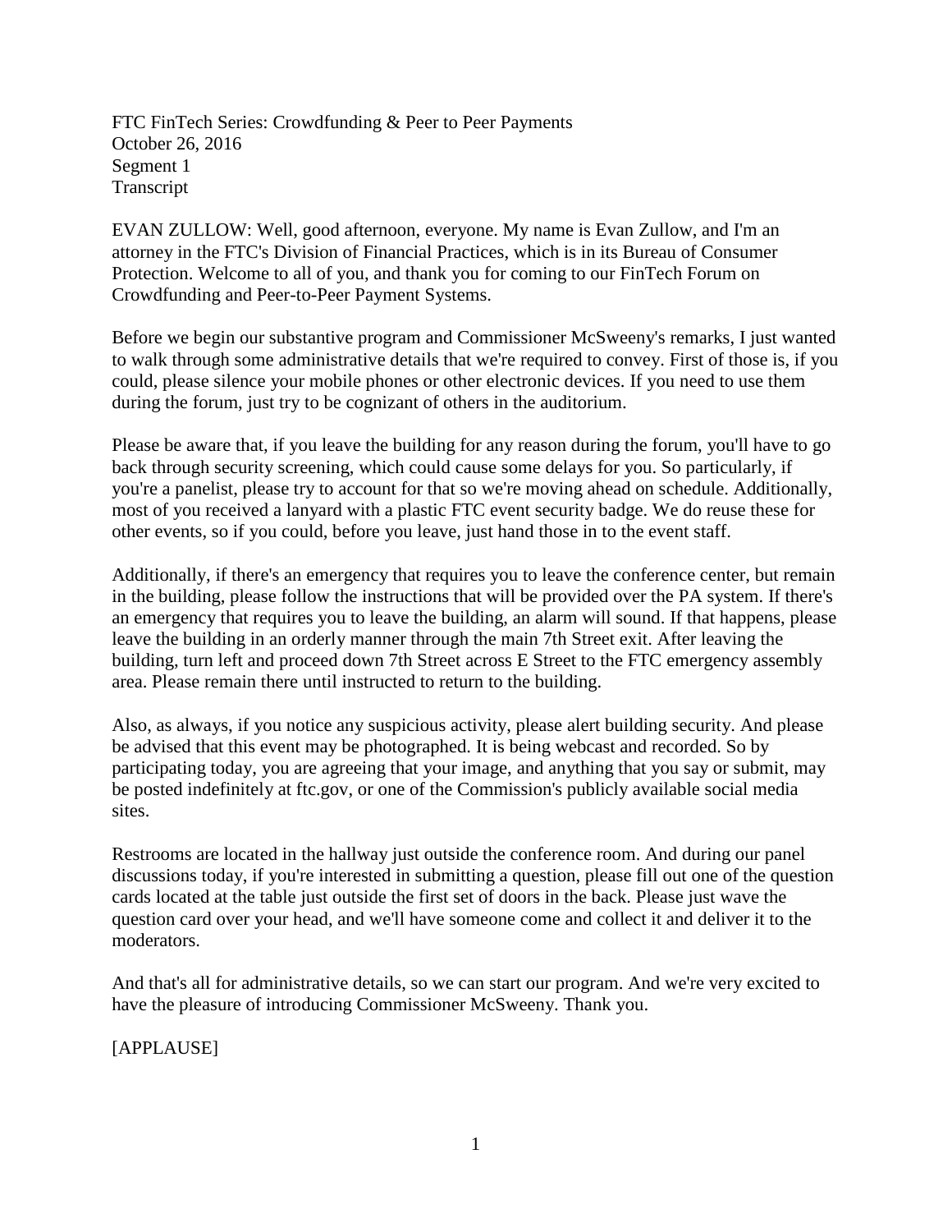FTC FinTech Series: Crowdfunding & Peer to Peer Payments
October 26, 2016
Segment 1
Transcript

EVAN ZULLOW: Well, good afternoon, everyone. My name is Evan Zullow, and I'm an attorney in the FTC's Division of Financial Practices, which is in its Bureau of Consumer Protection. Welcome to all of you, and thank you for coming to our FinTech Forum on Crowdfunding and Peer-to-Peer Payment Systems.

Before we begin our substantive program and Commissioner McSweeny's remarks, I just wanted to walk through some administrative details that we're required to convey. First of those is, if you could, please silence your mobile phones or other electronic devices. If you need to use them during the forum, just try to be cognizant of others in the auditorium.

Please be aware that, if you leave the building for any reason during the forum, you'll have to go back through security screening, which could cause some delays for you. So particularly, if you're a panelist, please try to account for that so we're moving ahead on schedule. Additionally, most of you received a lanyard with a plastic FTC event security badge. We do reuse these for other events, so if you could, before you leave, just hand those in to the event staff.

Additionally, if there's an emergency that requires you to leave the conference center, but remain in the building, please follow the instructions that will be provided over the PA system. If there's an emergency that requires you to leave the building, an alarm will sound. If that happens, please leave the building in an orderly manner through the main 7th Street exit. After leaving the building, turn left and proceed down 7th Street across E Street to the FTC emergency assembly area. Please remain there until instructed to return to the building.

Also, as always, if you notice any suspicious activity, please alert building security. And please be advised that this event may be photographed. It is being webcast and recorded. So by participating today, you are agreeing that your image, and anything that you say or submit, may be posted indefinitely at ftc.gov, or one of the Commission's publicly available social media sites.

Restrooms are located in the hallway just outside the conference room. And during our panel discussions today, if you're interested in submitting a question, please fill out one of the question cards located at the table just outside the first set of doors in the back. Please just wave the question card over your head, and we'll have someone come and collect it and deliver it to the moderators.

And that's all for administrative details, so we can start our program. And we're very excited to have the pleasure of introducing Commissioner McSweeny. Thank you.

[APPLAUSE]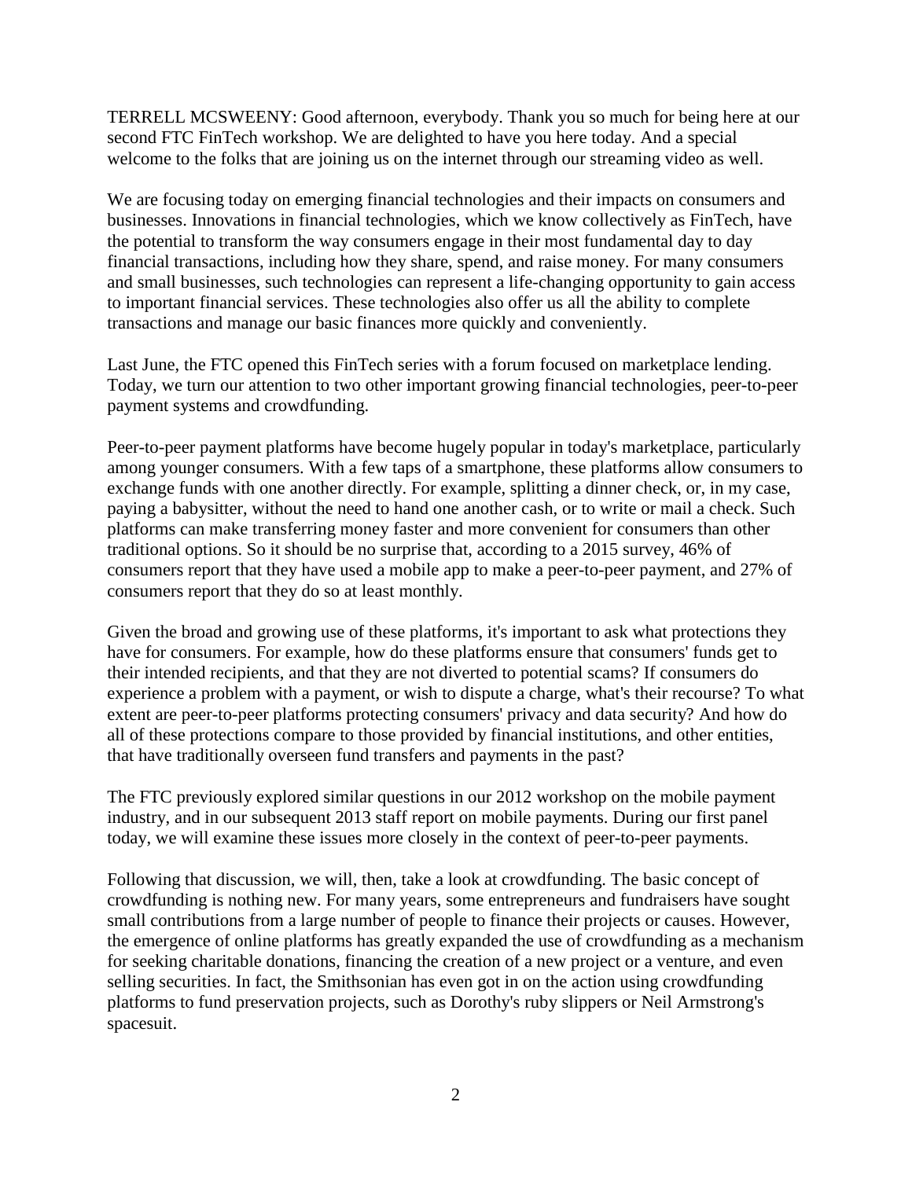TERRELL MCSWEENY: Good afternoon, everybody. Thank you so much for being here at our second FTC FinTech workshop. We are delighted to have you here today. And a special welcome to the folks that are joining us on the internet through our streaming video as well.

We are focusing today on emerging financial technologies and their impacts on consumers and businesses. Innovations in financial technologies, which we know collectively as FinTech, have the potential to transform the way consumers engage in their most fundamental day to day financial transactions, including how they share, spend, and raise money. For many consumers and small businesses, such technologies can represent a life-changing opportunity to gain access to important financial services. These technologies also offer us all the ability to complete transactions and manage our basic finances more quickly and conveniently.

Last June, the FTC opened this FinTech series with a forum focused on marketplace lending. Today, we turn our attention to two other important growing financial technologies, peer-to-peer payment systems and crowdfunding.

Peer-to-peer payment platforms have become hugely popular in today's marketplace, particularly among younger consumers. With a few taps of a smartphone, these platforms allow consumers to exchange funds with one another directly. For example, splitting a dinner check, or, in my case, paying a babysitter, without the need to hand one another cash, or to write or mail a check. Such platforms can make transferring money faster and more convenient for consumers than other traditional options. So it should be no surprise that, according to a 2015 survey, 46% of consumers report that they have used a mobile app to make a peer-to-peer payment, and 27% of consumers report that they do so at least monthly.

Given the broad and growing use of these platforms, it's important to ask what protections they have for consumers. For example, how do these platforms ensure that consumers' funds get to their intended recipients, and that they are not diverted to potential scams? If consumers do experience a problem with a payment, or wish to dispute a charge, what's their recourse? To what extent are peer-to-peer platforms protecting consumers' privacy and data security? And how do all of these protections compare to those provided by financial institutions, and other entities, that have traditionally overseen fund transfers and payments in the past?

The FTC previously explored similar questions in our 2012 workshop on the mobile payment industry, and in our subsequent 2013 staff report on mobile payments. During our first panel today, we will examine these issues more closely in the context of peer-to-peer payments.

Following that discussion, we will, then, take a look at crowdfunding. The basic concept of crowdfunding is nothing new. For many years, some entrepreneurs and fundraisers have sought small contributions from a large number of people to finance their projects or causes. However, the emergence of online platforms has greatly expanded the use of crowdfunding as a mechanism for seeking charitable donations, financing the creation of a new project or a venture, and even selling securities. In fact, the Smithsonian has even got in on the action using crowdfunding platforms to fund preservation projects, such as Dorothy's ruby slippers or Neil Armstrong's spacesuit.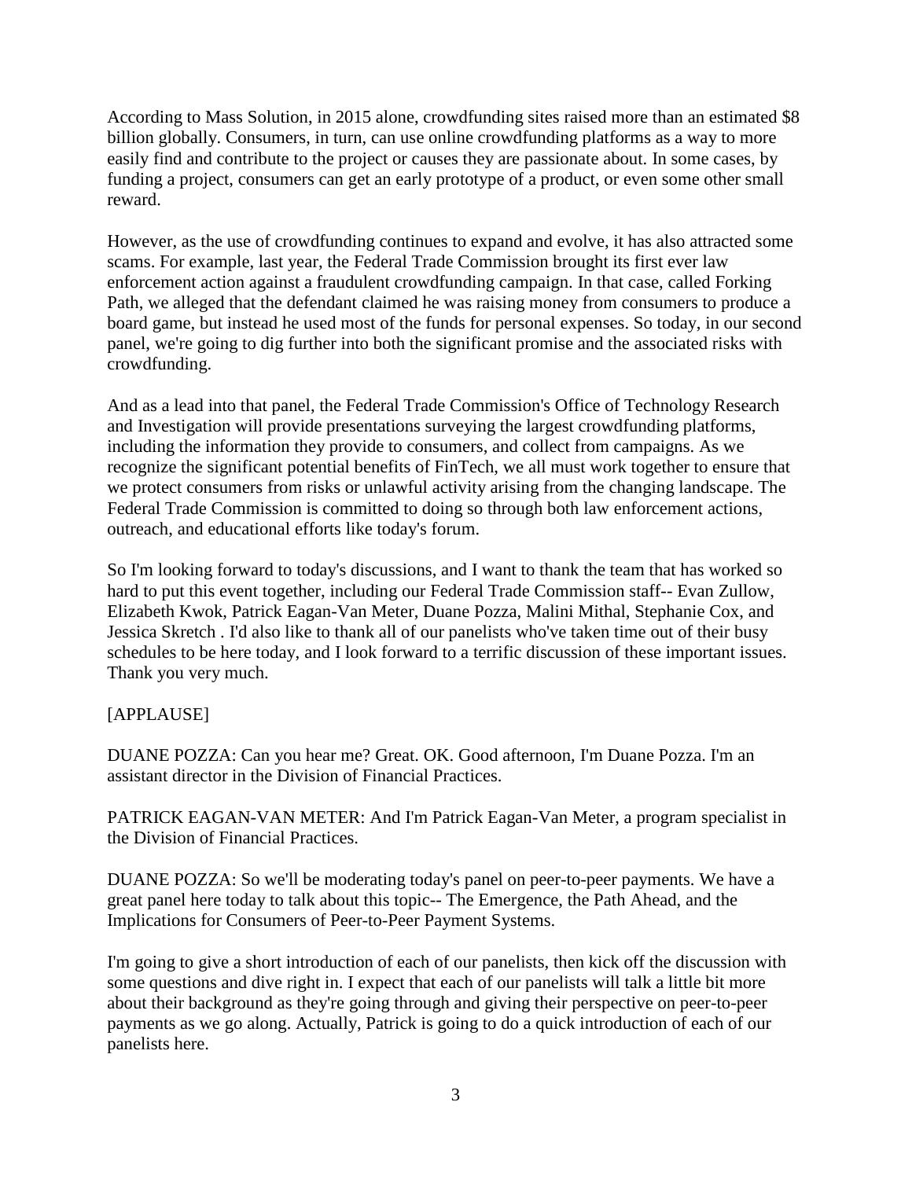According to Mass Solution, in 2015 alone, crowdfunding sites raised more than an estimated $8 billion globally. Consumers, in turn, can use online crowdfunding platforms as a way to more easily find and contribute to the project or causes they are passionate about. In some cases, by funding a project, consumers can get an early prototype of a product, or even some other small reward.

However, as the use of crowdfunding continues to expand and evolve, it has also attracted some scams. For example, last year, the Federal Trade Commission brought its first ever law enforcement action against a fraudulent crowdfunding campaign. In that case, called Forking Path, we alleged that the defendant claimed he was raising money from consumers to produce a board game, but instead he used most of the funds for personal expenses. So today, in our second panel, we're going to dig further into both the significant promise and the associated risks with crowdfunding.

And as a lead into that panel, the Federal Trade Commission's Office of Technology Research and Investigation will provide presentations surveying the largest crowdfunding platforms, including the information they provide to consumers, and collect from campaigns. As we recognize the significant potential benefits of FinTech, we all must work together to ensure that we protect consumers from risks or unlawful activity arising from the changing landscape. The Federal Trade Commission is committed to doing so through both law enforcement actions, outreach, and educational efforts like today's forum.

So I'm looking forward to today's discussions, and I want to thank the team that has worked so hard to put this event together, including our Federal Trade Commission staff-- Evan Zullow, Elizabeth Kwok, Patrick Eagan-Van Meter, Duane Pozza, Malini Mithal, Stephanie Cox, and Jessica Skretch . I'd also like to thank all of our panelists who've taken time out of their busy schedules to be here today, and I look forward to a terrific discussion of these important issues. Thank you very much.

[APPLAUSE]

DUANE POZZA: Can you hear me? Great. OK. Good afternoon, I'm Duane Pozza. I'm an assistant director in the Division of Financial Practices.

PATRICK EAGAN-VAN METER: And I'm Patrick Eagan-Van Meter, a program specialist in the Division of Financial Practices.

DUANE POZZA: So we'll be moderating today's panel on peer-to-peer payments. We have a great panel here today to talk about this topic-- The Emergence, the Path Ahead, and the Implications for Consumers of Peer-to-Peer Payment Systems.

I'm going to give a short introduction of each of our panelists, then kick off the discussion with some questions and dive right in. I expect that each of our panelists will talk a little bit more about their background as they're going through and giving their perspective on peer-to-peer payments as we go along. Actually, Patrick is going to do a quick introduction of each of our panelists here.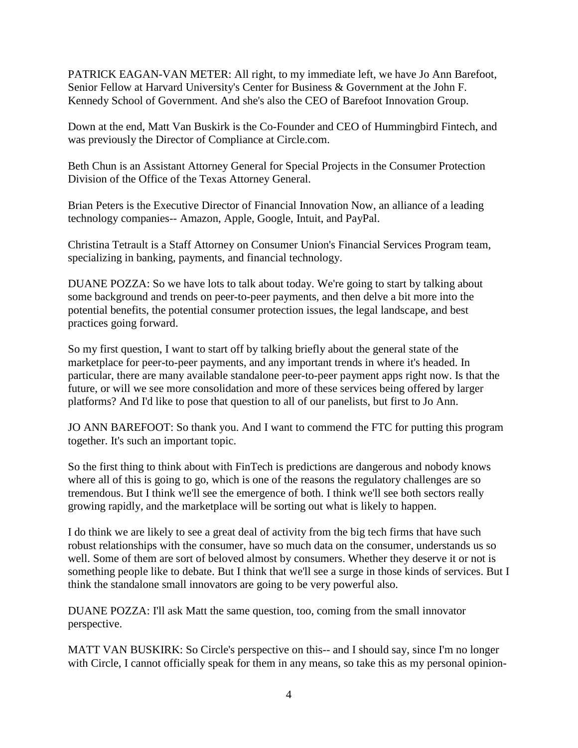PATRICK EAGAN-VAN METER: All right, to my immediate left, we have Jo Ann Barefoot, Senior Fellow at Harvard University's Center for Business & Government at the John F. Kennedy School of Government. And she's also the CEO of Barefoot Innovation Group.

Down at the end, Matt Van Buskirk is the Co-Founder and CEO of Hummingbird Fintech, and was previously the Director of Compliance at Circle.com.

Beth Chun is an Assistant Attorney General for Special Projects in the Consumer Protection Division of the Office of the Texas Attorney General.

Brian Peters is the Executive Director of Financial Innovation Now, an alliance of a leading technology companies-- Amazon, Apple, Google, Intuit, and PayPal.

Christina Tetrault is a Staff Attorney on Consumer Union's Financial Services Program team, specializing in banking, payments, and financial technology.

DUANE POZZA: So we have lots to talk about today. We're going to start by talking about some background and trends on peer-to-peer payments, and then delve a bit more into the potential benefits, the potential consumer protection issues, the legal landscape, and best practices going forward.

So my first question, I want to start off by talking briefly about the general state of the marketplace for peer-to-peer payments, and any important trends in where it's headed. In particular, there are many available standalone peer-to-peer payment apps right now. Is that the future, or will we see more consolidation and more of these services being offered by larger platforms? And I'd like to pose that question to all of our panelists, but first to Jo Ann.

JO ANN BAREFOOT: So thank you. And I want to commend the FTC for putting this program together. It's such an important topic.

So the first thing to think about with FinTech is predictions are dangerous and nobody knows where all of this is going to go, which is one of the reasons the regulatory challenges are so tremendous. But I think we'll see the emergence of both. I think we'll see both sectors really growing rapidly, and the marketplace will be sorting out what is likely to happen.

I do think we are likely to see a great deal of activity from the big tech firms that have such robust relationships with the consumer, have so much data on the consumer, understands us so well. Some of them are sort of beloved almost by consumers. Whether they deserve it or not is something people like to debate. But I think that we'll see a surge in those kinds of services. But I think the standalone small innovators are going to be very powerful also.

DUANE POZZA: I'll ask Matt the same question, too, coming from the small innovator perspective.

MATT VAN BUSKIRK: So Circle's perspective on this-- and I should say, since I'm no longer with Circle, I cannot officially speak for them in any means, so take this as my personal opinion-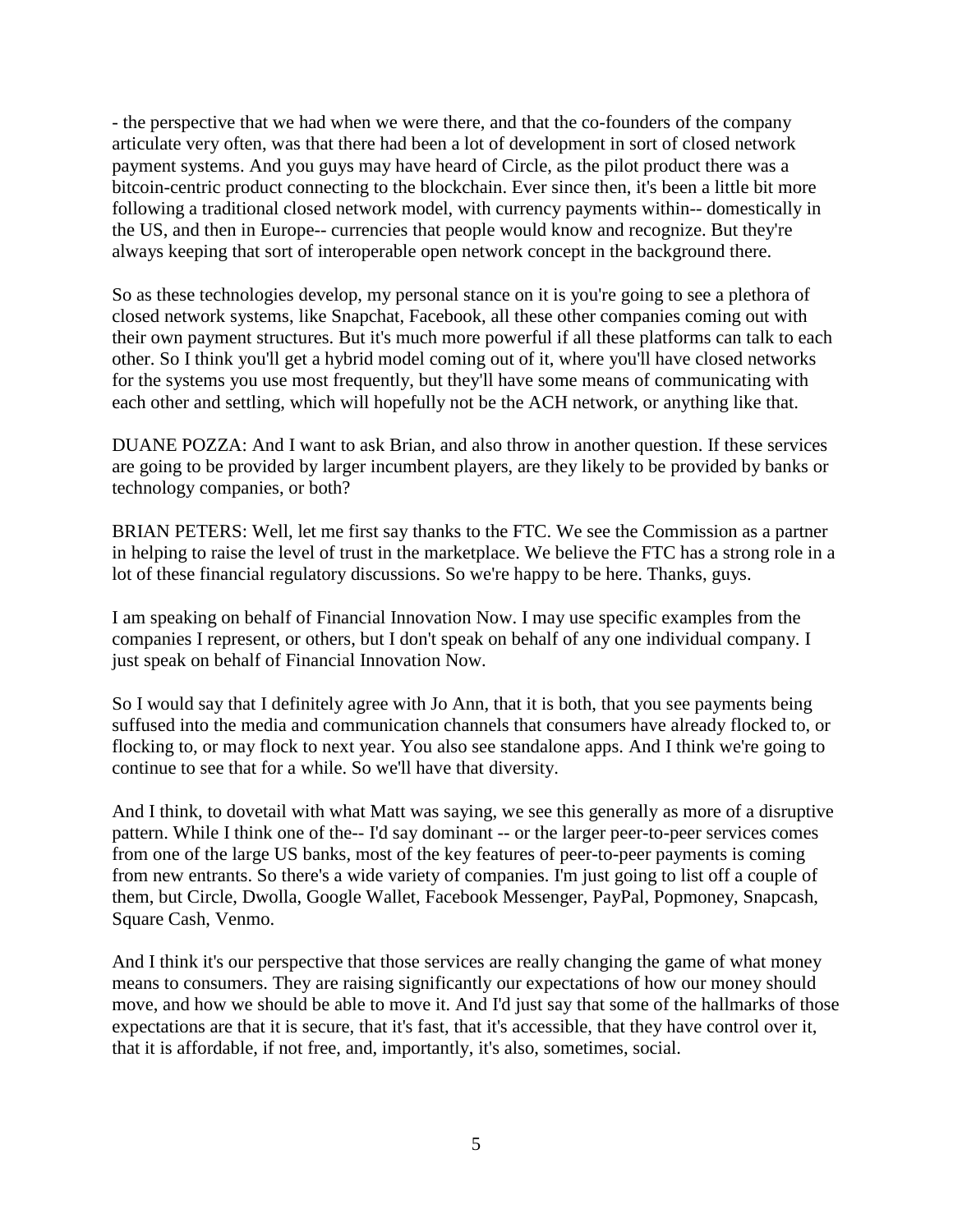- the perspective that we had when we were there, and that the co-founders of the company articulate very often, was that there had been a lot of development in sort of closed network payment systems. And you guys may have heard of Circle, as the pilot product there was a bitcoin-centric product connecting to the blockchain. Ever since then, it's been a little bit more following a traditional closed network model, with currency payments within-- domestically in the US, and then in Europe-- currencies that people would know and recognize. But they're always keeping that sort of interoperable open network concept in the background there.

So as these technologies develop, my personal stance on it is you're going to see a plethora of closed network systems, like Snapchat, Facebook, all these other companies coming out with their own payment structures. But it's much more powerful if all these platforms can talk to each other. So I think you'll get a hybrid model coming out of it, where you'll have closed networks for the systems you use most frequently, but they'll have some means of communicating with each other and settling, which will hopefully not be the ACH network, or anything like that.

DUANE POZZA: And I want to ask Brian, and also throw in another question. If these services are going to be provided by larger incumbent players, are they likely to be provided by banks or technology companies, or both?

BRIAN PETERS: Well, let me first say thanks to the FTC. We see the Commission as a partner in helping to raise the level of trust in the marketplace. We believe the FTC has a strong role in a lot of these financial regulatory discussions. So we're happy to be here. Thanks, guys.

I am speaking on behalf of Financial Innovation Now. I may use specific examples from the companies I represent, or others, but I don't speak on behalf of any one individual company. I just speak on behalf of Financial Innovation Now.

So I would say that I definitely agree with Jo Ann, that it is both, that you see payments being suffused into the media and communication channels that consumers have already flocked to, or flocking to, or may flock to next year. You also see standalone apps. And I think we're going to continue to see that for a while. So we'll have that diversity.

And I think, to dovetail with what Matt was saying, we see this generally as more of a disruptive pattern. While I think one of the-- I'd say dominant -- or the larger peer-to-peer services comes from one of the large US banks, most of the key features of peer-to-peer payments is coming from new entrants. So there's a wide variety of companies. I'm just going to list off a couple of them, but Circle, Dwolla, Google Wallet, Facebook Messenger, PayPal, Popmoney, Snapcash, Square Cash, Venmo.

And I think it's our perspective that those services are really changing the game of what money means to consumers. They are raising significantly our expectations of how our money should move, and how we should be able to move it. And I'd just say that some of the hallmarks of those expectations are that it is secure, that it's fast, that it's accessible, that they have control over it, that it is affordable, if not free, and, importantly, it's also, sometimes, social.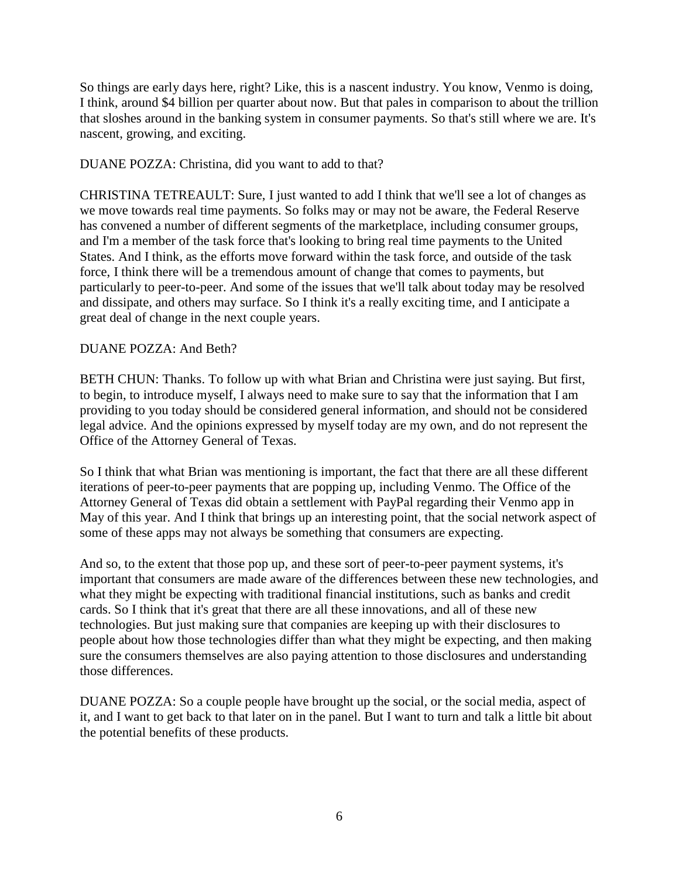So things are early days here, right? Like, this is a nascent industry. You know, Venmo is doing, I think, around $4 billion per quarter about now. But that pales in comparison to about the trillion that sloshes around in the banking system in consumer payments. So that's still where we are. It's nascent, growing, and exciting.

DUANE POZZA: Christina, did you want to add to that?

CHRISTINA TETREAULT: Sure, I just wanted to add I think that we'll see a lot of changes as we move towards real time payments. So folks may or may not be aware, the Federal Reserve has convened a number of different segments of the marketplace, including consumer groups, and I'm a member of the task force that's looking to bring real time payments to the United States. And I think, as the efforts move forward within the task force, and outside of the task force, I think there will be a tremendous amount of change that comes to payments, but particularly to peer-to-peer. And some of the issues that we'll talk about today may be resolved and dissipate, and others may surface. So I think it's a really exciting time, and I anticipate a great deal of change in the next couple years.

DUANE POZZA: And Beth?

BETH CHUN: Thanks. To follow up with what Brian and Christina were just saying. But first, to begin, to introduce myself, I always need to make sure to say that the information that I am providing to you today should be considered general information, and should not be considered legal advice. And the opinions expressed by myself today are my own, and do not represent the Office of the Attorney General of Texas.

So I think that what Brian was mentioning is important, the fact that there are all these different iterations of peer-to-peer payments that are popping up, including Venmo. The Office of the Attorney General of Texas did obtain a settlement with PayPal regarding their Venmo app in May of this year. And I think that brings up an interesting point, that the social network aspect of some of these apps may not always be something that consumers are expecting.

And so, to the extent that those pop up, and these sort of peer-to-peer payment systems, it's important that consumers are made aware of the differences between these new technologies, and what they might be expecting with traditional financial institutions, such as banks and credit cards. So I think that it's great that there are all these innovations, and all of these new technologies. But just making sure that companies are keeping up with their disclosures to people about how those technologies differ than what they might be expecting, and then making sure the consumers themselves are also paying attention to those disclosures and understanding those differences.

DUANE POZZA: So a couple people have brought up the social, or the social media, aspect of it, and I want to get back to that later on in the panel. But I want to turn and talk a little bit about the potential benefits of these products.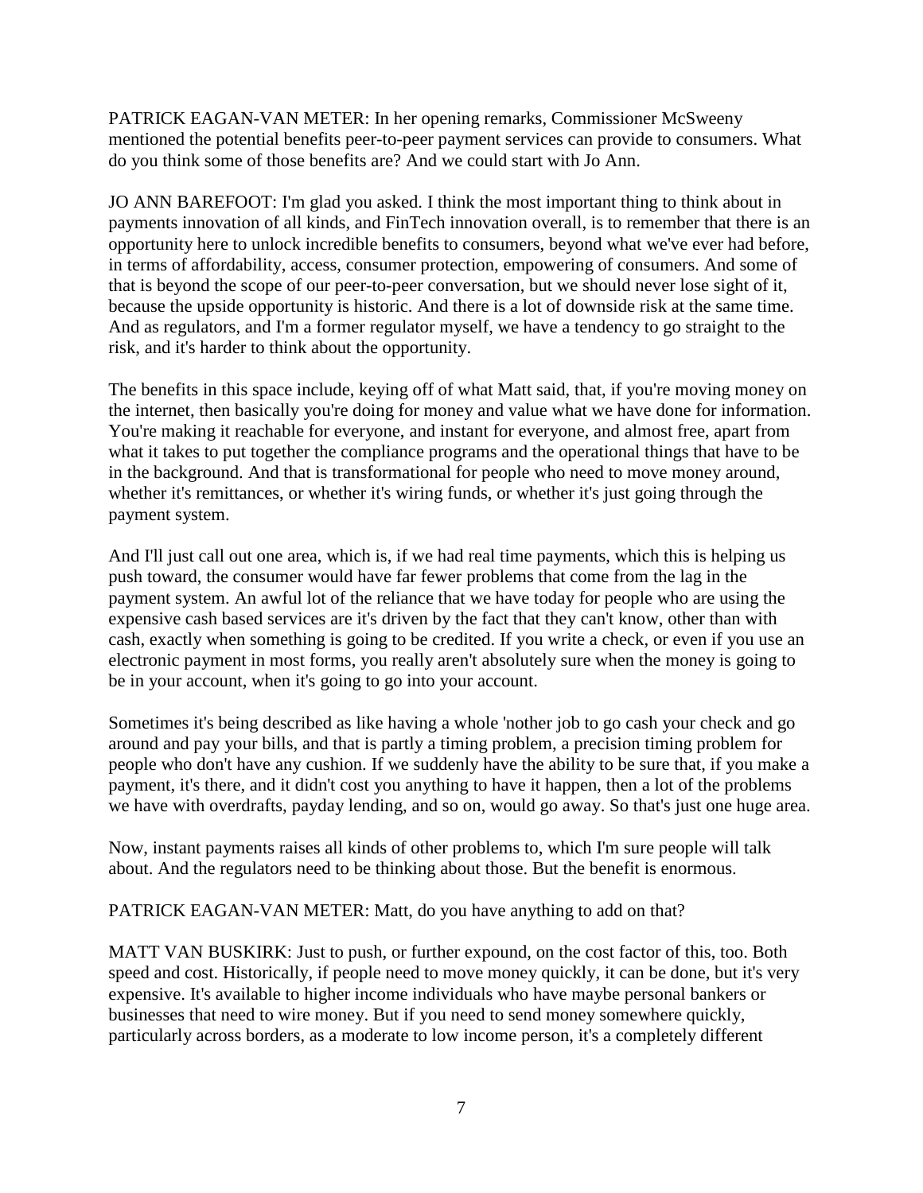PATRICK EAGAN-VAN METER: In her opening remarks, Commissioner McSweeny mentioned the potential benefits peer-to-peer payment services can provide to consumers. What do you think some of those benefits are? And we could start with Jo Ann.

JO ANN BAREFOOT: I'm glad you asked. I think the most important thing to think about in payments innovation of all kinds, and FinTech innovation overall, is to remember that there is an opportunity here to unlock incredible benefits to consumers, beyond what we've ever had before, in terms of affordability, access, consumer protection, empowering of consumers. And some of that is beyond the scope of our peer-to-peer conversation, but we should never lose sight of it, because the upside opportunity is historic. And there is a lot of downside risk at the same time. And as regulators, and I'm a former regulator myself, we have a tendency to go straight to the risk, and it's harder to think about the opportunity.

The benefits in this space include, keying off of what Matt said, that, if you're moving money on the internet, then basically you're doing for money and value what we have done for information. You're making it reachable for everyone, and instant for everyone, and almost free, apart from what it takes to put together the compliance programs and the operational things that have to be in the background. And that is transformational for people who need to move money around, whether it's remittances, or whether it's wiring funds, or whether it's just going through the payment system.

And I'll just call out one area, which is, if we had real time payments, which this is helping us push toward, the consumer would have far fewer problems that come from the lag in the payment system. An awful lot of the reliance that we have today for people who are using the expensive cash based services are it's driven by the fact that they can't know, other than with cash, exactly when something is going to be credited. If you write a check, or even if you use an electronic payment in most forms, you really aren't absolutely sure when the money is going to be in your account, when it's going to go into your account.

Sometimes it's being described as like having a whole 'nother job to go cash your check and go around and pay your bills, and that is partly a timing problem, a precision timing problem for people who don't have any cushion. If we suddenly have the ability to be sure that, if you make a payment, it's there, and it didn't cost you anything to have it happen, then a lot of the problems we have with overdrafts, payday lending, and so on, would go away. So that's just one huge area.

Now, instant payments raises all kinds of other problems to, which I'm sure people will talk about. And the regulators need to be thinking about those. But the benefit is enormous.

PATRICK EAGAN-VAN METER: Matt, do you have anything to add on that?

MATT VAN BUSKIRK: Just to push, or further expound, on the cost factor of this, too. Both speed and cost. Historically, if people need to move money quickly, it can be done, but it's very expensive. It's available to higher income individuals who have maybe personal bankers or businesses that need to wire money. But if you need to send money somewhere quickly, particularly across borders, as a moderate to low income person, it's a completely different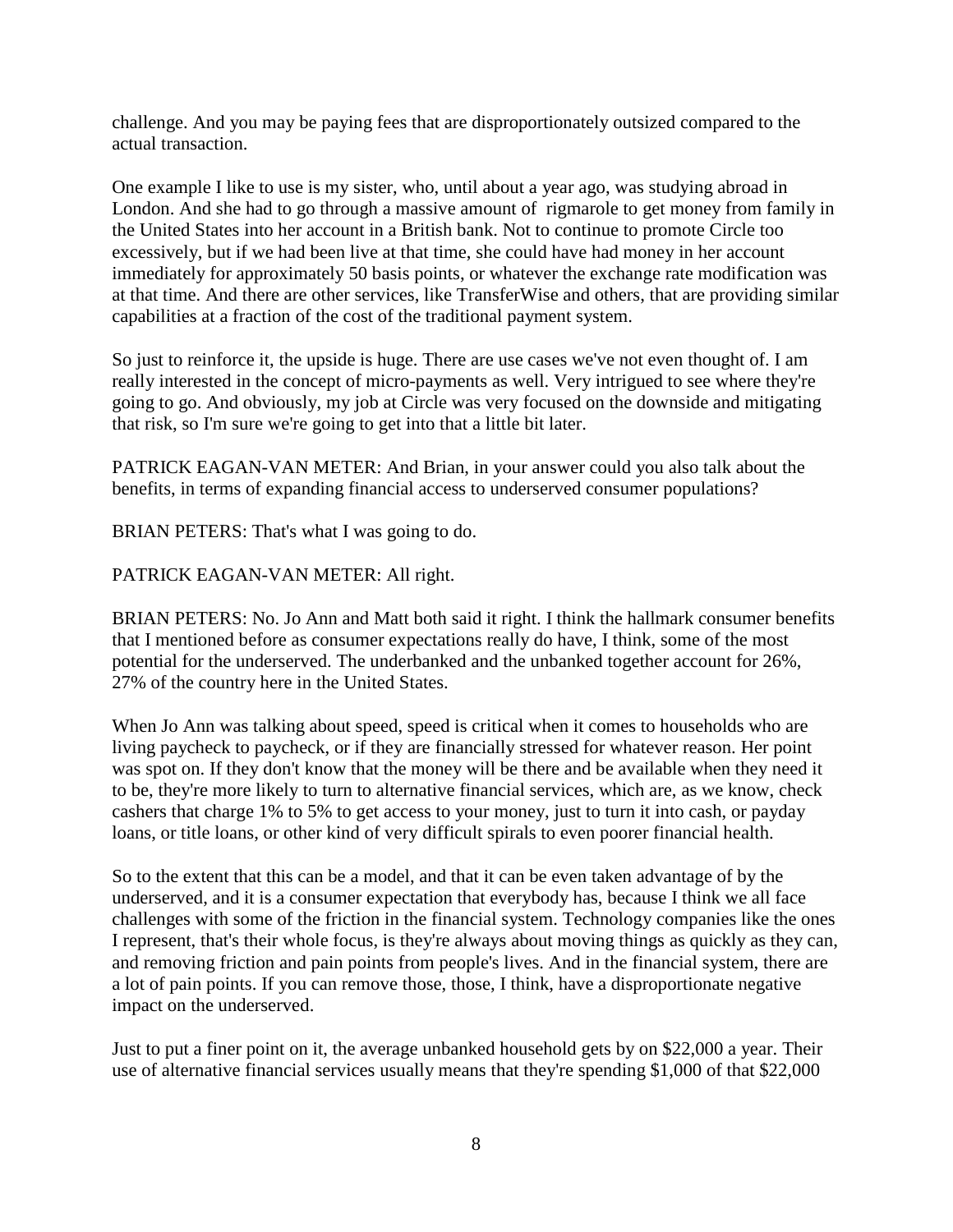challenge. And you may be paying fees that are disproportionately outsized compared to the actual transaction.

One example I like to use is my sister, who, until about a year ago, was studying abroad in London. And she had to go through a massive amount of rigmarole to get money from family in the United States into her account in a British bank. Not to continue to promote Circle too excessively, but if we had been live at that time, she could have had money in her account immediately for approximately 50 basis points, or whatever the exchange rate modification was at that time. And there are other services, like TransferWise and others, that are providing similar capabilities at a fraction of the cost of the traditional payment system.

So just to reinforce it, the upside is huge. There are use cases we've not even thought of. I am really interested in the concept of micro-payments as well. Very intrigued to see where they're going to go. And obviously, my job at Circle was very focused on the downside and mitigating that risk, so I'm sure we're going to get into that a little bit later.

PATRICK EAGAN-VAN METER: And Brian, in your answer could you also talk about the benefits, in terms of expanding financial access to underserved consumer populations?

BRIAN PETERS: That's what I was going to do.

PATRICK EAGAN-VAN METER: All right.

BRIAN PETERS: No. Jo Ann and Matt both said it right. I think the hallmark consumer benefits that I mentioned before as consumer expectations really do have, I think, some of the most potential for the underserved. The underbanked and the unbanked together account for 26%, 27% of the country here in the United States.

When Jo Ann was talking about speed, speed is critical when it comes to households who are living paycheck to paycheck, or if they are financially stressed for whatever reason. Her point was spot on. If they don't know that the money will be there and be available when they need it to be, they're more likely to turn to alternative financial services, which are, as we know, check cashers that charge 1% to 5% to get access to your money, just to turn it into cash, or payday loans, or title loans, or other kind of very difficult spirals to even poorer financial health.

So to the extent that this can be a model, and that it can be even taken advantage of by the underserved, and it is a consumer expectation that everybody has, because I think we all face challenges with some of the friction in the financial system. Technology companies like the ones I represent, that's their whole focus, is they're always about moving things as quickly as they can, and removing friction and pain points from people's lives. And in the financial system, there are a lot of pain points. If you can remove those, those, I think, have a disproportionate negative impact on the underserved.

Just to put a finer point on it, the average unbanked household gets by on $22,000 a year. Their use of alternative financial services usually means that they're spending $1,000 of that $22,000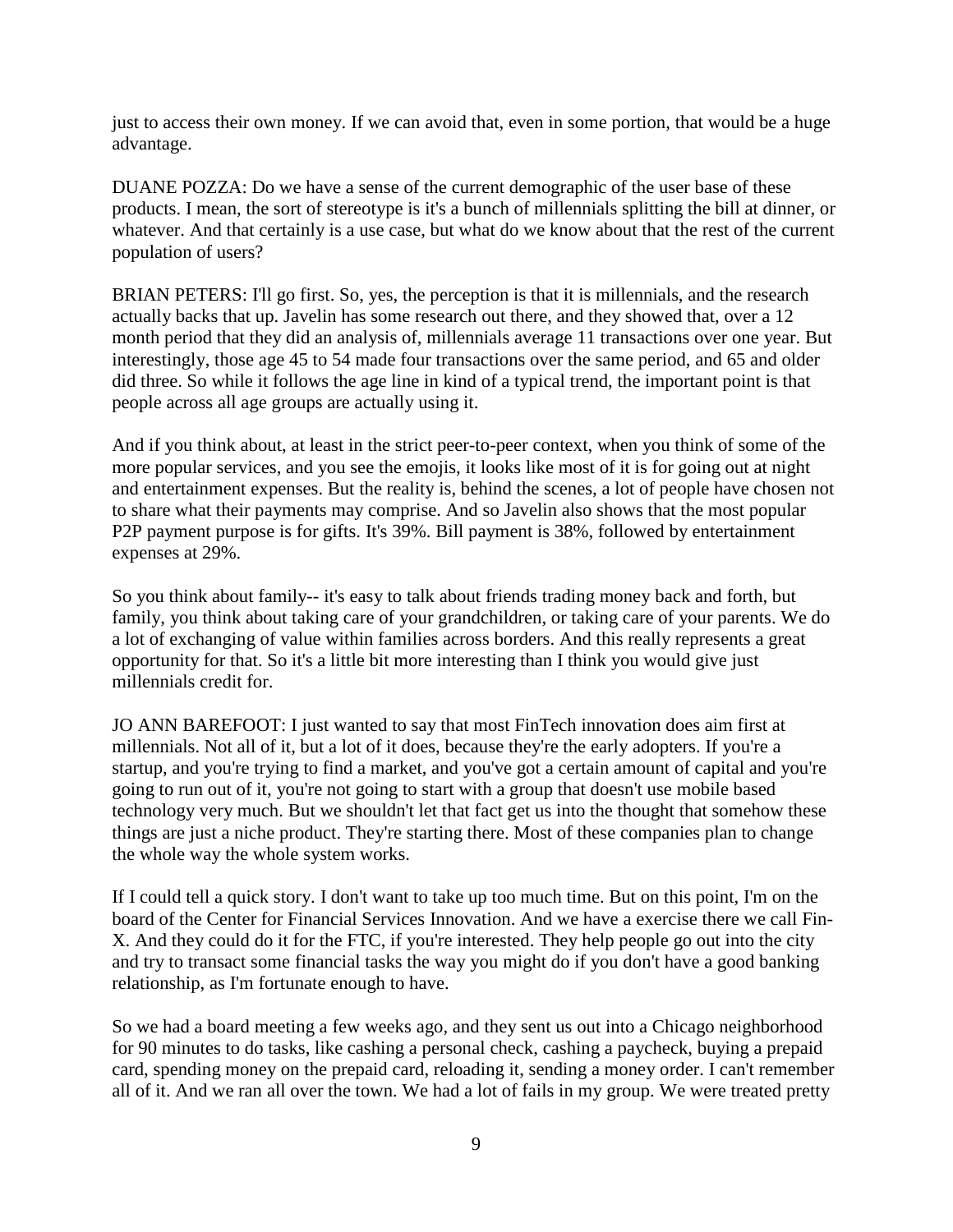just to access their own money. If we can avoid that, even in some portion, that would be a huge advantage.

DUANE POZZA: Do we have a sense of the current demographic of the user base of these products. I mean, the sort of stereotype is it's a bunch of millennials splitting the bill at dinner, or whatever. And that certainly is a use case, but what do we know about that the rest of the current population of users?

BRIAN PETERS: I'll go first. So, yes, the perception is that it is millennials, and the research actually backs that up. Javelin has some research out there, and they showed that, over a 12 month period that they did an analysis of, millennials average 11 transactions over one year. But interestingly, those age 45 to 54 made four transactions over the same period, and 65 and older did three. So while it follows the age line in kind of a typical trend, the important point is that people across all age groups are actually using it.

And if you think about, at least in the strict peer-to-peer context, when you think of some of the more popular services, and you see the emojis, it looks like most of it is for going out at night and entertainment expenses. But the reality is, behind the scenes, a lot of people have chosen not to share what their payments may comprise. And so Javelin also shows that the most popular P2P payment purpose is for gifts. It's 39%. Bill payment is 38%, followed by entertainment expenses at 29%.

So you think about family-- it's easy to talk about friends trading money back and forth, but family, you think about taking care of your grandchildren, or taking care of your parents. We do a lot of exchanging of value within families across borders. And this really represents a great opportunity for that. So it's a little bit more interesting than I think you would give just millennials credit for.

JO ANN BAREFOOT: I just wanted to say that most FinTech innovation does aim first at millennials. Not all of it, but a lot of it does, because they're the early adopters. If you're a startup, and you're trying to find a market, and you've got a certain amount of capital and you're going to run out of it, you're not going to start with a group that doesn't use mobile based technology very much. But we shouldn't let that fact get us into the thought that somehow these things are just a niche product. They're starting there. Most of these companies plan to change the whole way the whole system works.

If I could tell a quick story. I don't want to take up too much time. But on this point, I'm on the board of the Center for Financial Services Innovation. And we have a exercise there we call Fin-X. And they could do it for the FTC, if you're interested. They help people go out into the city and try to transact some financial tasks the way you might do if you don't have a good banking relationship, as I'm fortunate enough to have.

So we had a board meeting a few weeks ago, and they sent us out into a Chicago neighborhood for 90 minutes to do tasks, like cashing a personal check, cashing a paycheck, buying a prepaid card, spending money on the prepaid card, reloading it, sending a money order. I can't remember all of it. And we ran all over the town. We had a lot of fails in my group. We were treated pretty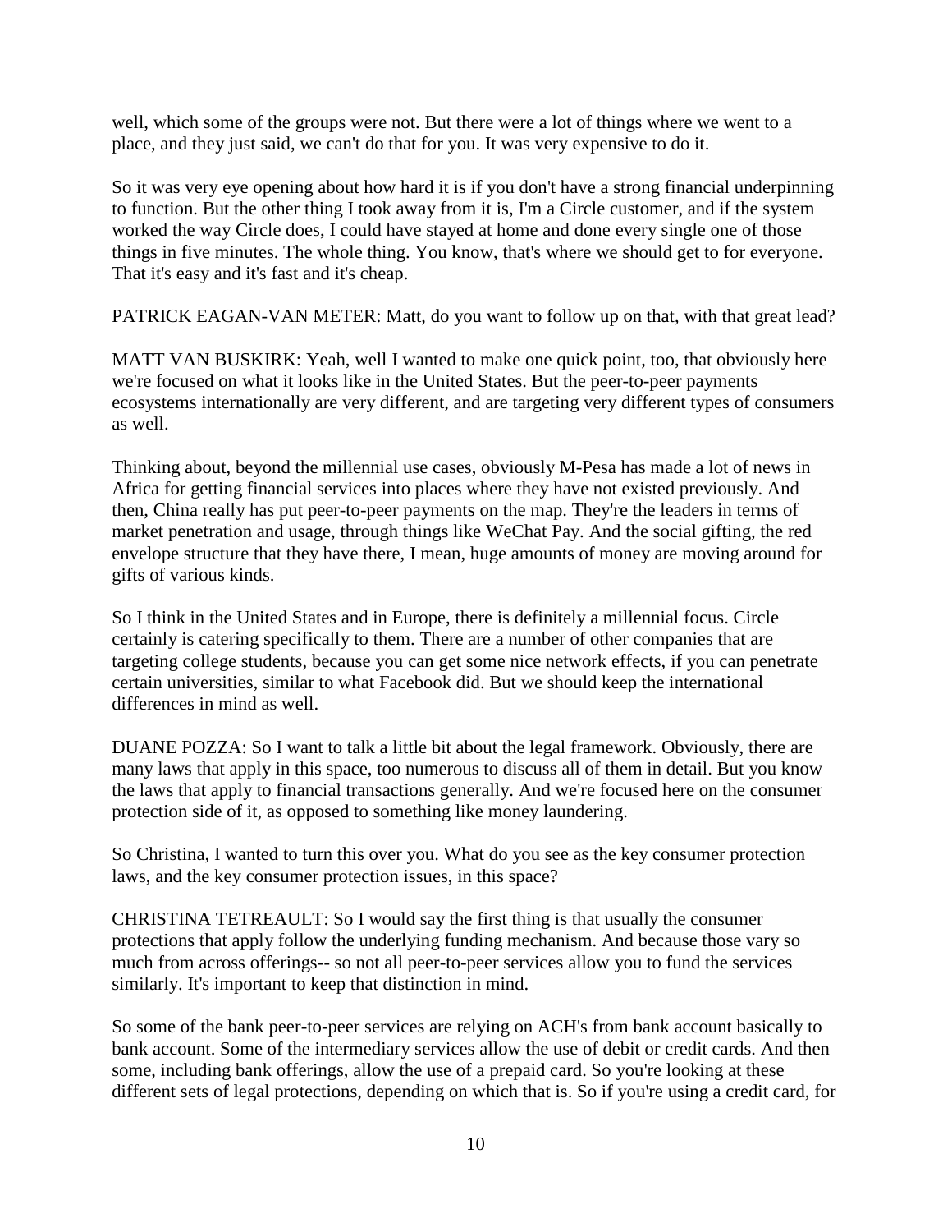well, which some of the groups were not. But there were a lot of things where we went to a place, and they just said, we can't do that for you. It was very expensive to do it.

So it was very eye opening about how hard it is if you don't have a strong financial underpinning to function. But the other thing I took away from it is, I'm a Circle customer, and if the system worked the way Circle does, I could have stayed at home and done every single one of those things in five minutes. The whole thing. You know, that's where we should get to for everyone. That it's easy and it's fast and it's cheap.

PATRICK EAGAN-VAN METER: Matt, do you want to follow up on that, with that great lead?

MATT VAN BUSKIRK: Yeah, well I wanted to make one quick point, too, that obviously here we're focused on what it looks like in the United States. But the peer-to-peer payments ecosystems internationally are very different, and are targeting very different types of consumers as well.

Thinking about, beyond the millennial use cases, obviously M-Pesa has made a lot of news in Africa for getting financial services into places where they have not existed previously. And then, China really has put peer-to-peer payments on the map. They're the leaders in terms of market penetration and usage, through things like WeChat Pay. And the social gifting, the red envelope structure that they have there, I mean, huge amounts of money are moving around for gifts of various kinds.

So I think in the United States and in Europe, there is definitely a millennial focus. Circle certainly is catering specifically to them. There are a number of other companies that are targeting college students, because you can get some nice network effects, if you can penetrate certain universities, similar to what Facebook did. But we should keep the international differences in mind as well.

DUANE POZZA: So I want to talk a little bit about the legal framework. Obviously, there are many laws that apply in this space, too numerous to discuss all of them in detail. But you know the laws that apply to financial transactions generally. And we're focused here on the consumer protection side of it, as opposed to something like money laundering.

So Christina, I wanted to turn this over you. What do you see as the key consumer protection laws, and the key consumer protection issues, in this space?

CHRISTINA TETREAULT: So I would say the first thing is that usually the consumer protections that apply follow the underlying funding mechanism. And because those vary so much from across offerings-- so not all peer-to-peer services allow you to fund the services similarly. It's important to keep that distinction in mind.

So some of the bank peer-to-peer services are relying on ACH's from bank account basically to bank account. Some of the intermediary services allow the use of debit or credit cards. And then some, including bank offerings, allow the use of a prepaid card. So you're looking at these different sets of legal protections, depending on which that is. So if you're using a credit card, for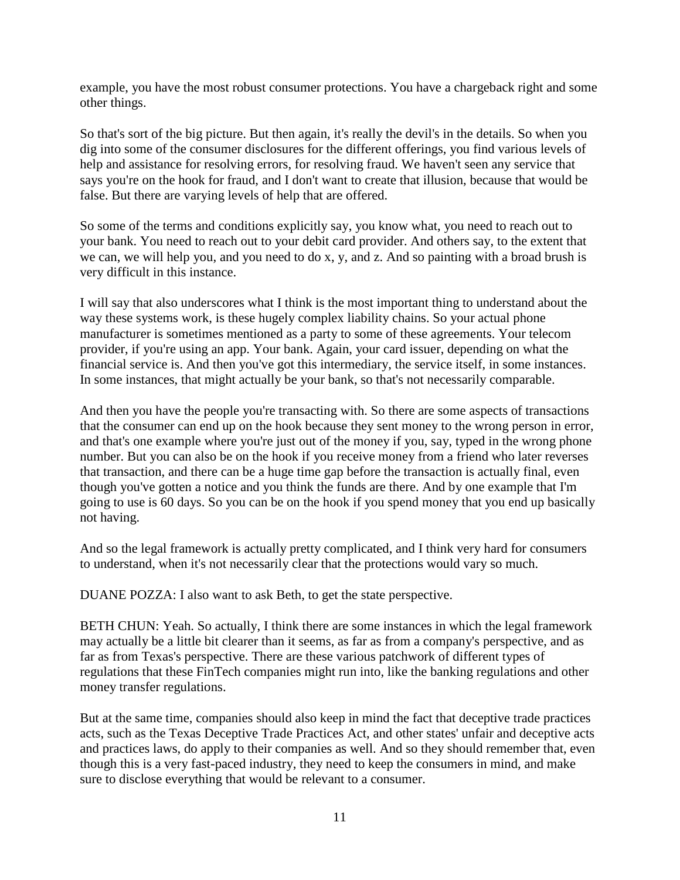example, you have the most robust consumer protections. You have a chargeback right and some other things.

So that's sort of the big picture. But then again, it's really the devil's in the details. So when you dig into some of the consumer disclosures for the different offerings, you find various levels of help and assistance for resolving errors, for resolving fraud. We haven't seen any service that says you're on the hook for fraud, and I don't want to create that illusion, because that would be false. But there are varying levels of help that are offered.

So some of the terms and conditions explicitly say, you know what, you need to reach out to your bank. You need to reach out to your debit card provider. And others say, to the extent that we can, we will help you, and you need to do x, y, and z. And so painting with a broad brush is very difficult in this instance.

I will say that also underscores what I think is the most important thing to understand about the way these systems work, is these hugely complex liability chains. So your actual phone manufacturer is sometimes mentioned as a party to some of these agreements. Your telecom provider, if you're using an app. Your bank. Again, your card issuer, depending on what the financial service is. And then you've got this intermediary, the service itself, in some instances. In some instances, that might actually be your bank, so that's not necessarily comparable.

And then you have the people you're transacting with. So there are some aspects of transactions that the consumer can end up on the hook because they sent money to the wrong person in error, and that's one example where you're just out of the money if you, say, typed in the wrong phone number. But you can also be on the hook if you receive money from a friend who later reverses that transaction, and there can be a huge time gap before the transaction is actually final, even though you've gotten a notice and you think the funds are there. And by one example that I'm going to use is 60 days. So you can be on the hook if you spend money that you end up basically not having.

And so the legal framework is actually pretty complicated, and I think very hard for consumers to understand, when it's not necessarily clear that the protections would vary so much.

DUANE POZZA: I also want to ask Beth, to get the state perspective.

BETH CHUN: Yeah. So actually, I think there are some instances in which the legal framework may actually be a little bit clearer than it seems, as far as from a company's perspective, and as far as from Texas's perspective. There are these various patchwork of different types of regulations that these FinTech companies might run into, like the banking regulations and other money transfer regulations.

But at the same time, companies should also keep in mind the fact that deceptive trade practices acts, such as the Texas Deceptive Trade Practices Act, and other states' unfair and deceptive acts and practices laws, do apply to their companies as well. And so they should remember that, even though this is a very fast-paced industry, they need to keep the consumers in mind, and make sure to disclose everything that would be relevant to a consumer.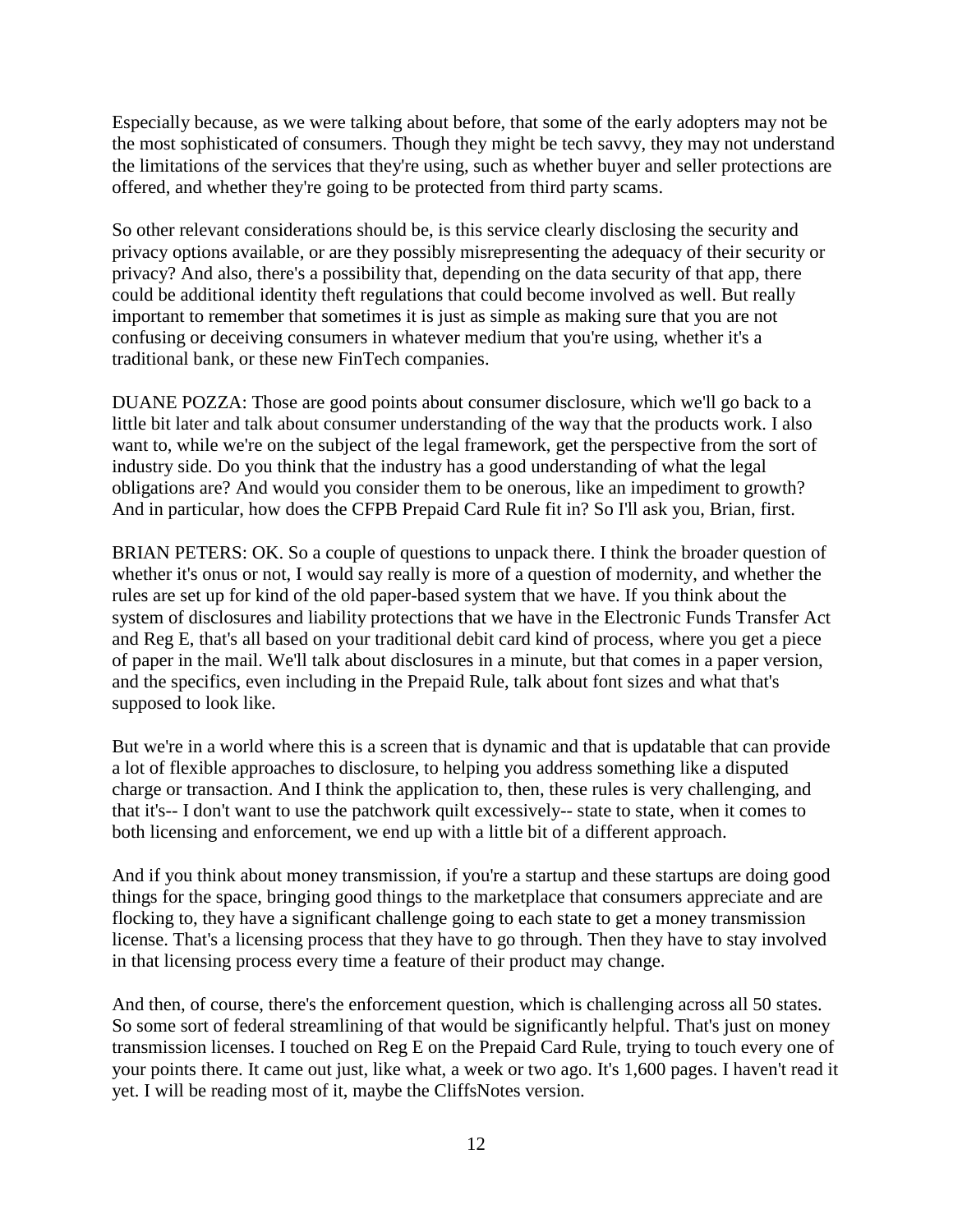Especially because, as we were talking about before, that some of the early adopters may not be the most sophisticated of consumers. Though they might be tech savvy, they may not understand the limitations of the services that they're using, such as whether buyer and seller protections are offered, and whether they're going to be protected from third party scams.

So other relevant considerations should be, is this service clearly disclosing the security and privacy options available, or are they possibly misrepresenting the adequacy of their security or privacy? And also, there's a possibility that, depending on the data security of that app, there could be additional identity theft regulations that could become involved as well. But really important to remember that sometimes it is just as simple as making sure that you are not confusing or deceiving consumers in whatever medium that you're using, whether it's a traditional bank, or these new FinTech companies.

DUANE POZZA: Those are good points about consumer disclosure, which we'll go back to a little bit later and talk about consumer understanding of the way that the products work. I also want to, while we're on the subject of the legal framework, get the perspective from the sort of industry side. Do you think that the industry has a good understanding of what the legal obligations are? And would you consider them to be onerous, like an impediment to growth? And in particular, how does the CFPB Prepaid Card Rule fit in? So I'll ask you, Brian, first.

BRIAN PETERS: OK. So a couple of questions to unpack there. I think the broader question of whether it's onus or not, I would say really is more of a question of modernity, and whether the rules are set up for kind of the old paper-based system that we have. If you think about the system of disclosures and liability protections that we have in the Electronic Funds Transfer Act and Reg E, that's all based on your traditional debit card kind of process, where you get a piece of paper in the mail. We'll talk about disclosures in a minute, but that comes in a paper version, and the specifics, even including in the Prepaid Rule, talk about font sizes and what that's supposed to look like.

But we're in a world where this is a screen that is dynamic and that is updatable that can provide a lot of flexible approaches to disclosure, to helping you address something like a disputed charge or transaction. And I think the application to, then, these rules is very challenging, and that it's-- I don't want to use the patchwork quilt excessively-- state to state, when it comes to both licensing and enforcement, we end up with a little bit of a different approach.

And if you think about money transmission, if you're a startup and these startups are doing good things for the space, bringing good things to the marketplace that consumers appreciate and are flocking to, they have a significant challenge going to each state to get a money transmission license. That's a licensing process that they have to go through. Then they have to stay involved in that licensing process every time a feature of their product may change.

And then, of course, there's the enforcement question, which is challenging across all 50 states. So some sort of federal streamlining of that would be significantly helpful. That's just on money transmission licenses. I touched on Reg E on the Prepaid Card Rule, trying to touch every one of your points there. It came out just, like what, a week or two ago. It's 1,600 pages. I haven't read it yet. I will be reading most of it, maybe the CliffsNotes version.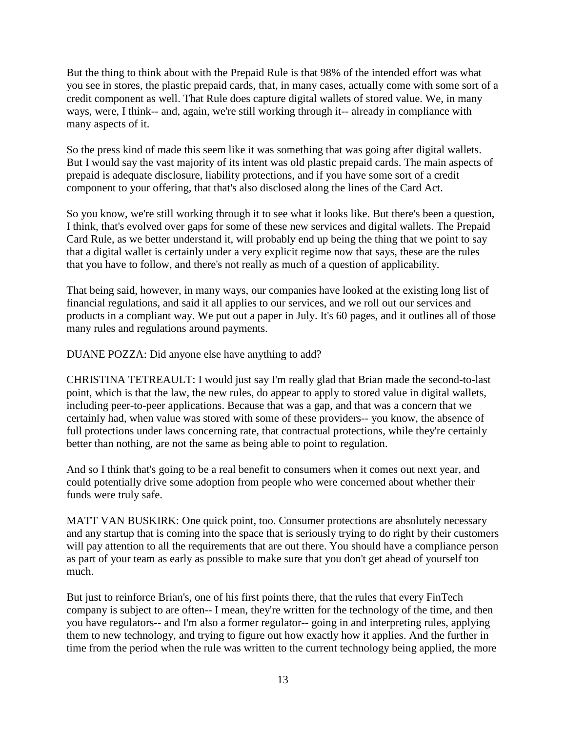But the thing to think about with the Prepaid Rule is that 98% of the intended effort was what you see in stores, the plastic prepaid cards, that, in many cases, actually come with some sort of a credit component as well. That Rule does capture digital wallets of stored value. We, in many ways, were, I think-- and, again, we're still working through it-- already in compliance with many aspects of it.

So the press kind of made this seem like it was something that was going after digital wallets. But I would say the vast majority of its intent was old plastic prepaid cards. The main aspects of prepaid is adequate disclosure, liability protections, and if you have some sort of a credit component to your offering, that that's also disclosed along the lines of the Card Act.

So you know, we're still working through it to see what it looks like. But there's been a question, I think, that's evolved over gaps for some of these new services and digital wallets. The Prepaid Card Rule, as we better understand it, will probably end up being the thing that we point to say that a digital wallet is certainly under a very explicit regime now that says, these are the rules that you have to follow, and there's not really as much of a question of applicability.

That being said, however, in many ways, our companies have looked at the existing long list of financial regulations, and said it all applies to our services, and we roll out our services and products in a compliant way. We put out a paper in July. It's 60 pages, and it outlines all of those many rules and regulations around payments.

DUANE POZZA: Did anyone else have anything to add?

CHRISTINA TETREAULT: I would just say I'm really glad that Brian made the second-to-last point, which is that the law, the new rules, do appear to apply to stored value in digital wallets, including peer-to-peer applications. Because that was a gap, and that was a concern that we certainly had, when value was stored with some of these providers-- you know, the absence of full protections under laws concerning rate, that contractual protections, while they're certainly better than nothing, are not the same as being able to point to regulation.

And so I think that's going to be a real benefit to consumers when it comes out next year, and could potentially drive some adoption from people who were concerned about whether their funds were truly safe.

MATT VAN BUSKIRK: One quick point, too. Consumer protections are absolutely necessary and any startup that is coming into the space that is seriously trying to do right by their customers will pay attention to all the requirements that are out there. You should have a compliance person as part of your team as early as possible to make sure that you don't get ahead of yourself too much.

But just to reinforce Brian's, one of his first points there, that the rules that every FinTech company is subject to are often-- I mean, they're written for the technology of the time, and then you have regulators-- and I'm also a former regulator-- going in and interpreting rules, applying them to new technology, and trying to figure out how exactly how it applies. And the further in time from the period when the rule was written to the current technology being applied, the more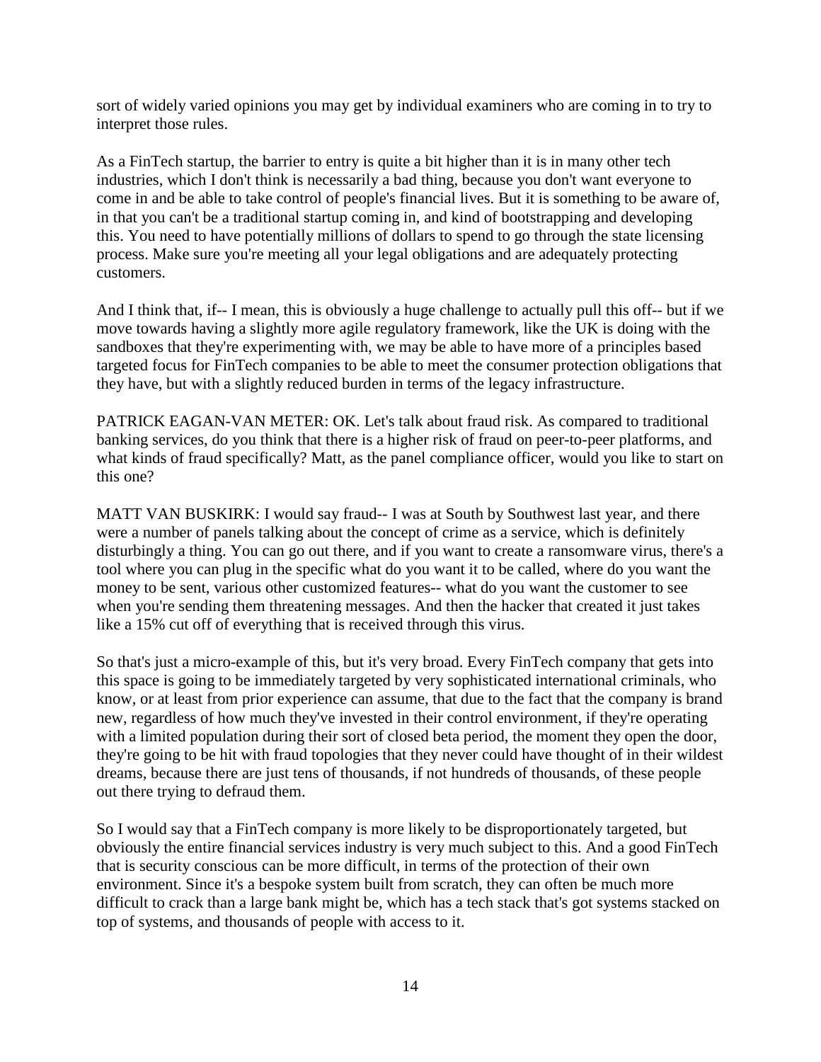sort of widely varied opinions you may get by individual examiners who are coming in to try to interpret those rules.

As a FinTech startup, the barrier to entry is quite a bit higher than it is in many other tech industries, which I don't think is necessarily a bad thing, because you don't want everyone to come in and be able to take control of people's financial lives. But it is something to be aware of, in that you can't be a traditional startup coming in, and kind of bootstrapping and developing this. You need to have potentially millions of dollars to spend to go through the state licensing process. Make sure you're meeting all your legal obligations and are adequately protecting customers.

And I think that, if-- I mean, this is obviously a huge challenge to actually pull this off-- but if we move towards having a slightly more agile regulatory framework, like the UK is doing with the sandboxes that they're experimenting with, we may be able to have more of a principles based targeted focus for FinTech companies to be able to meet the consumer protection obligations that they have, but with a slightly reduced burden in terms of the legacy infrastructure.

PATRICK EAGAN-VAN METER: OK. Let's talk about fraud risk. As compared to traditional banking services, do you think that there is a higher risk of fraud on peer-to-peer platforms, and what kinds of fraud specifically? Matt, as the panel compliance officer, would you like to start on this one?

MATT VAN BUSKIRK: I would say fraud-- I was at South by Southwest last year, and there were a number of panels talking about the concept of crime as a service, which is definitely disturbingly a thing. You can go out there, and if you want to create a ransomware virus, there's a tool where you can plug in the specific what do you want it to be called, where do you want the money to be sent, various other customized features-- what do you want the customer to see when you're sending them threatening messages. And then the hacker that created it just takes like a 15% cut off of everything that is received through this virus.

So that's just a micro-example of this, but it's very broad. Every FinTech company that gets into this space is going to be immediately targeted by very sophisticated international criminals, who know, or at least from prior experience can assume, that due to the fact that the company is brand new, regardless of how much they've invested in their control environment, if they're operating with a limited population during their sort of closed beta period, the moment they open the door, they're going to be hit with fraud topologies that they never could have thought of in their wildest dreams, because there are just tens of thousands, if not hundreds of thousands, of these people out there trying to defraud them.

So I would say that a FinTech company is more likely to be disproportionately targeted, but obviously the entire financial services industry is very much subject to this. And a good FinTech that is security conscious can be more difficult, in terms of the protection of their own environment. Since it's a bespoke system built from scratch, they can often be much more difficult to crack than a large bank might be, which has a tech stack that's got systems stacked on top of systems, and thousands of people with access to it.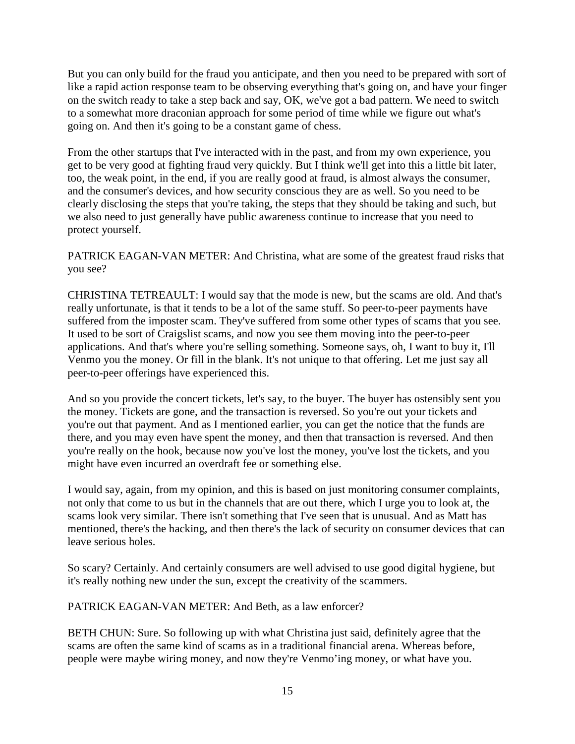But you can only build for the fraud you anticipate, and then you need to be prepared with sort of like a rapid action response team to be observing everything that's going on, and have your finger on the switch ready to take a step back and say, OK, we've got a bad pattern. We need to switch to a somewhat more draconian approach for some period of time while we figure out what's going on. And then it's going to be a constant game of chess.

From the other startups that I've interacted with in the past, and from my own experience, you get to be very good at fighting fraud very quickly. But I think we'll get into this a little bit later, too, the weak point, in the end, if you are really good at fraud, is almost always the consumer, and the consumer's devices, and how security conscious they are as well. So you need to be clearly disclosing the steps that you're taking, the steps that they should be taking and such, but we also need to just generally have public awareness continue to increase that you need to protect yourself.

PATRICK EAGAN-VAN METER: And Christina, what are some of the greatest fraud risks that you see?

CHRISTINA TETREAULT: I would say that the mode is new, but the scams are old. And that's really unfortunate, is that it tends to be a lot of the same stuff. So peer-to-peer payments have suffered from the imposter scam. They've suffered from some other types of scams that you see. It used to be sort of Craigslist scams, and now you see them moving into the peer-to-peer applications. And that's where you're selling something. Someone says, oh, I want to buy it, I'll Venmo you the money. Or fill in the blank. It's not unique to that offering. Let me just say all peer-to-peer offerings have experienced this.

And so you provide the concert tickets, let's say, to the buyer. The buyer has ostensibly sent you the money. Tickets are gone, and the transaction is reversed. So you're out your tickets and you're out that payment. And as I mentioned earlier, you can get the notice that the funds are there, and you may even have spent the money, and then that transaction is reversed. And then you're really on the hook, because now you've lost the money, you've lost the tickets, and you might have even incurred an overdraft fee or something else.

I would say, again, from my opinion, and this is based on just monitoring consumer complaints, not only that come to us but in the channels that are out there, which I urge you to look at, the scams look very similar. There isn't something that I've seen that is unusual. And as Matt has mentioned, there's the hacking, and then there's the lack of security on consumer devices that can leave serious holes.

So scary? Certainly. And certainly consumers are well advised to use good digital hygiene, but it's really nothing new under the sun, except the creativity of the scammers.

PATRICK EAGAN-VAN METER: And Beth, as a law enforcer?

BETH CHUN: Sure. So following up with what Christina just said, definitely agree that the scams are often the same kind of scams as in a traditional financial arena. Whereas before, people were maybe wiring money, and now they're Venmo'ing money, or what have you.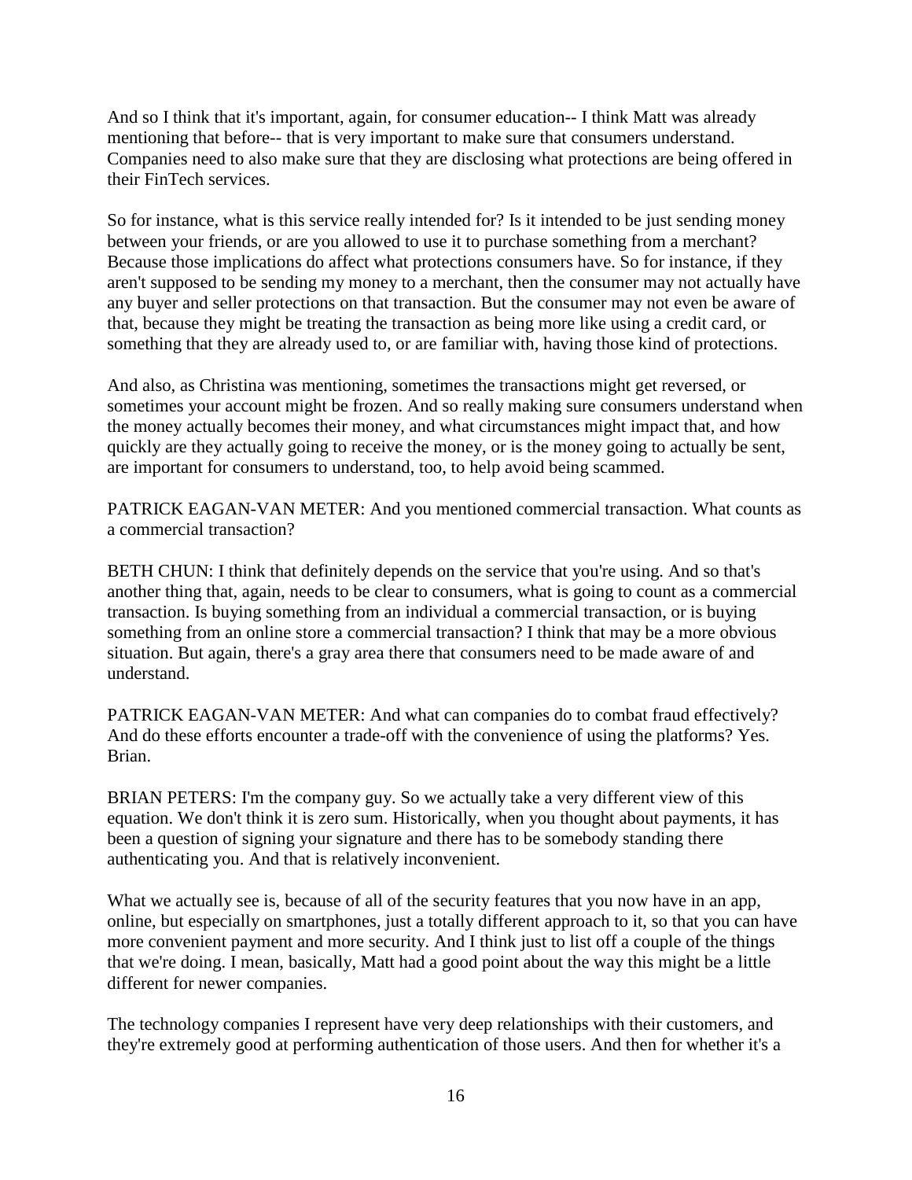And so I think that it's important, again, for consumer education-- I think Matt was already mentioning that before-- that is very important to make sure that consumers understand. Companies need to also make sure that they are disclosing what protections are being offered in their FinTech services.

So for instance, what is this service really intended for? Is it intended to be just sending money between your friends, or are you allowed to use it to purchase something from a merchant? Because those implications do affect what protections consumers have. So for instance, if they aren't supposed to be sending my money to a merchant, then the consumer may not actually have any buyer and seller protections on that transaction. But the consumer may not even be aware of that, because they might be treating the transaction as being more like using a credit card, or something that they are already used to, or are familiar with, having those kind of protections.

And also, as Christina was mentioning, sometimes the transactions might get reversed, or sometimes your account might be frozen. And so really making sure consumers understand when the money actually becomes their money, and what circumstances might impact that, and how quickly are they actually going to receive the money, or is the money going to actually be sent, are important for consumers to understand, too, to help avoid being scammed.

PATRICK EAGAN-VAN METER: And you mentioned commercial transaction. What counts as a commercial transaction?

BETH CHUN: I think that definitely depends on the service that you're using. And so that's another thing that, again, needs to be clear to consumers, what is going to count as a commercial transaction. Is buying something from an individual a commercial transaction, or is buying something from an online store a commercial transaction? I think that may be a more obvious situation. But again, there's a gray area there that consumers need to be made aware of and understand.

PATRICK EAGAN-VAN METER: And what can companies do to combat fraud effectively? And do these efforts encounter a trade-off with the convenience of using the platforms? Yes. Brian.

BRIAN PETERS: I'm the company guy. So we actually take a very different view of this equation. We don't think it is zero sum. Historically, when you thought about payments, it has been a question of signing your signature and there has to be somebody standing there authenticating you. And that is relatively inconvenient.

What we actually see is, because of all of the security features that you now have in an app, online, but especially on smartphones, just a totally different approach to it, so that you can have more convenient payment and more security. And I think just to list off a couple of the things that we're doing. I mean, basically, Matt had a good point about the way this might be a little different for newer companies.

The technology companies I represent have very deep relationships with their customers, and they're extremely good at performing authentication of those users. And then for whether it's a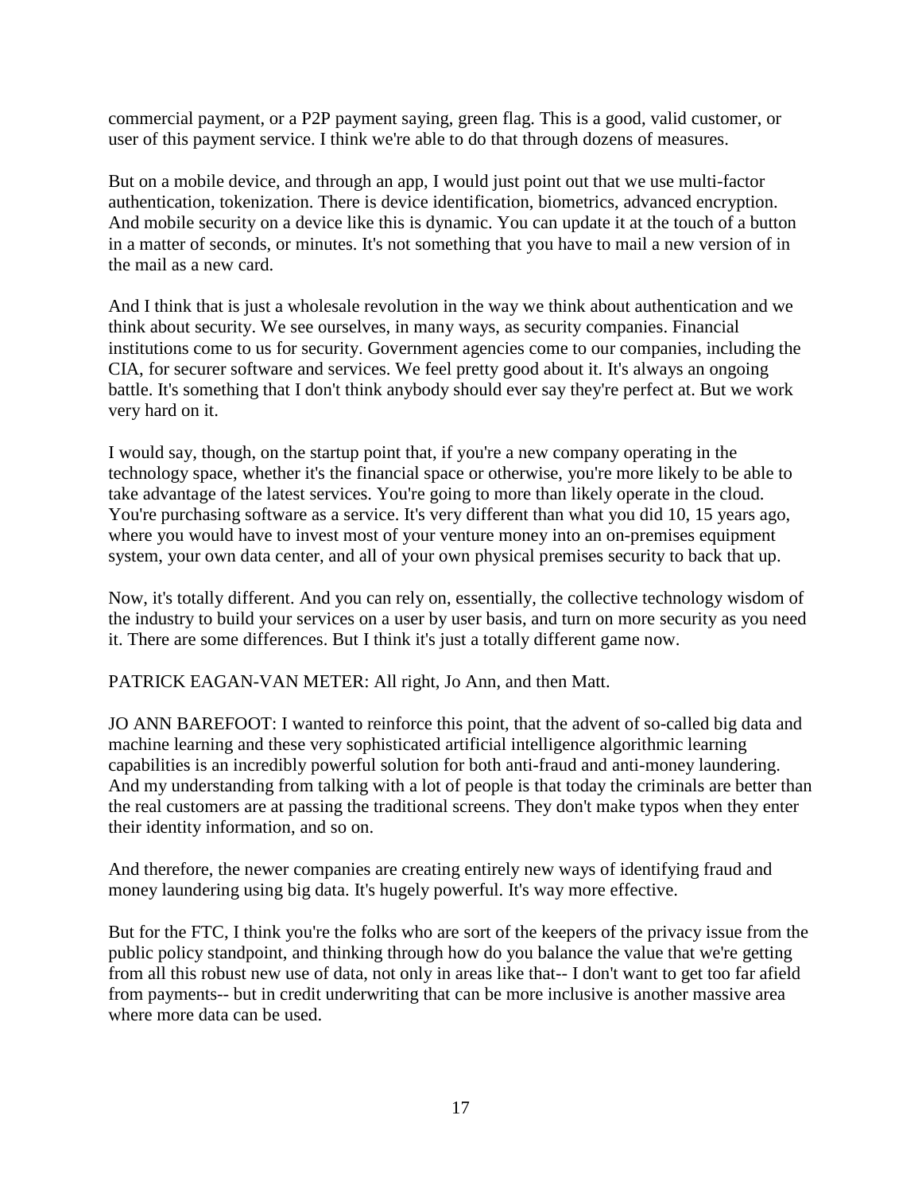commercial payment, or a P2P payment saying, green flag. This is a good, valid customer, or user of this payment service. I think we're able to do that through dozens of measures.

But on a mobile device, and through an app, I would just point out that we use multi-factor authentication, tokenization. There is device identification, biometrics, advanced encryption. And mobile security on a device like this is dynamic. You can update it at the touch of a button in a matter of seconds, or minutes. It's not something that you have to mail a new version of in the mail as a new card.

And I think that is just a wholesale revolution in the way we think about authentication and we think about security. We see ourselves, in many ways, as security companies. Financial institutions come to us for security. Government agencies come to our companies, including the CIA, for securer software and services. We feel pretty good about it. It's always an ongoing battle. It's something that I don't think anybody should ever say they're perfect at. But we work very hard on it.

I would say, though, on the startup point that, if you're a new company operating in the technology space, whether it's the financial space or otherwise, you're more likely to be able to take advantage of the latest services. You're going to more than likely operate in the cloud. You're purchasing software as a service. It's very different than what you did 10, 15 years ago, where you would have to invest most of your venture money into an on-premises equipment system, your own data center, and all of your own physical premises security to back that up.

Now, it's totally different. And you can rely on, essentially, the collective technology wisdom of the industry to build your services on a user by user basis, and turn on more security as you need it. There are some differences. But I think it's just a totally different game now.

PATRICK EAGAN-VAN METER: All right, Jo Ann, and then Matt.

JO ANN BAREFOOT: I wanted to reinforce this point, that the advent of so-called big data and machine learning and these very sophisticated artificial intelligence algorithmic learning capabilities is an incredibly powerful solution for both anti-fraud and anti-money laundering. And my understanding from talking with a lot of people is that today the criminals are better than the real customers are at passing the traditional screens. They don't make typos when they enter their identity information, and so on.

And therefore, the newer companies are creating entirely new ways of identifying fraud and money laundering using big data. It's hugely powerful. It's way more effective.

But for the FTC, I think you're the folks who are sort of the keepers of the privacy issue from the public policy standpoint, and thinking through how do you balance the value that we're getting from all this robust new use of data, not only in areas like that-- I don't want to get too far afield from payments-- but in credit underwriting that can be more inclusive is another massive area where more data can be used.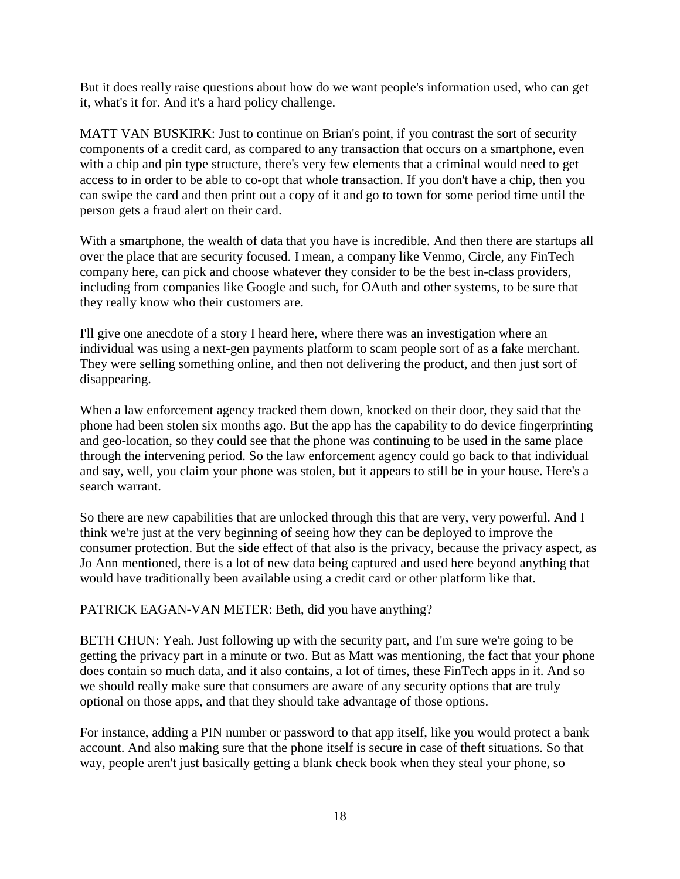But it does really raise questions about how do we want people's information used, who can get it, what's it for. And it's a hard policy challenge.

MATT VAN BUSKIRK: Just to continue on Brian's point, if you contrast the sort of security components of a credit card, as compared to any transaction that occurs on a smartphone, even with a chip and pin type structure, there's very few elements that a criminal would need to get access to in order to be able to co-opt that whole transaction. If you don't have a chip, then you can swipe the card and then print out a copy of it and go to town for some period time until the person gets a fraud alert on their card.

With a smartphone, the wealth of data that you have is incredible. And then there are startups all over the place that are security focused. I mean, a company like Venmo, Circle, any FinTech company here, can pick and choose whatever they consider to be the best in-class providers, including from companies like Google and such, for OAuth and other systems, to be sure that they really know who their customers are.

I'll give one anecdote of a story I heard here, where there was an investigation where an individual was using a next-gen payments platform to scam people sort of as a fake merchant. They were selling something online, and then not delivering the product, and then just sort of disappearing.

When a law enforcement agency tracked them down, knocked on their door, they said that the phone had been stolen six months ago. But the app has the capability to do device fingerprinting and geo-location, so they could see that the phone was continuing to be used in the same place through the intervening period. So the law enforcement agency could go back to that individual and say, well, you claim your phone was stolen, but it appears to still be in your house. Here's a search warrant.

So there are new capabilities that are unlocked through this that are very, very powerful. And I think we're just at the very beginning of seeing how they can be deployed to improve the consumer protection. But the side effect of that also is the privacy, because the privacy aspect, as Jo Ann mentioned, there is a lot of new data being captured and used here beyond anything that would have traditionally been available using a credit card or other platform like that.

PATRICK EAGAN-VAN METER: Beth, did you have anything?

BETH CHUN: Yeah. Just following up with the security part, and I'm sure we're going to be getting the privacy part in a minute or two. But as Matt was mentioning, the fact that your phone does contain so much data, and it also contains, a lot of times, these FinTech apps in it. And so we should really make sure that consumers are aware of any security options that are truly optional on those apps, and that they should take advantage of those options.

For instance, adding a PIN number or password to that app itself, like you would protect a bank account. And also making sure that the phone itself is secure in case of theft situations. So that way, people aren't just basically getting a blank check book when they steal your phone, so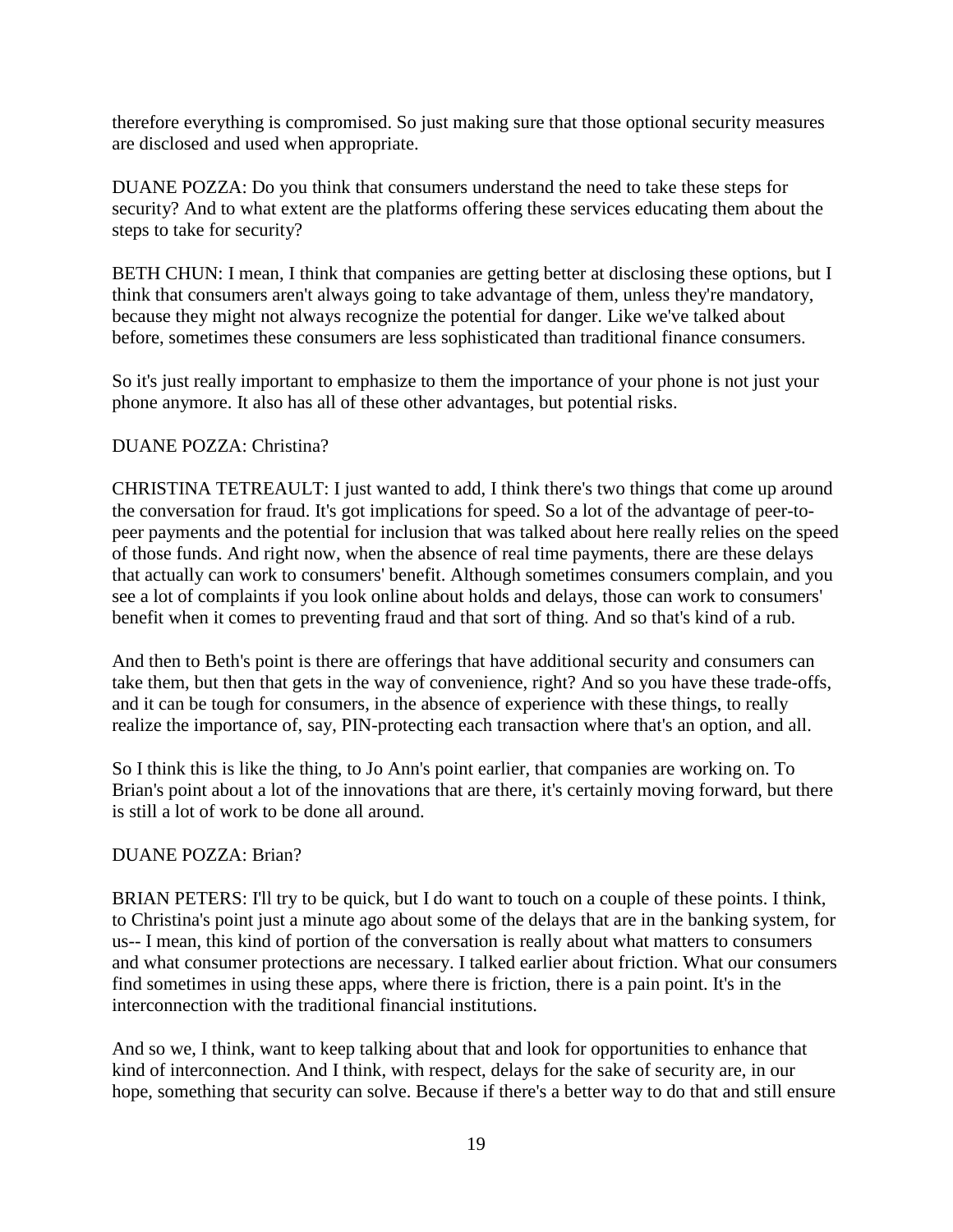therefore everything is compromised. So just making sure that those optional security measures are disclosed and used when appropriate.

DUANE POZZA: Do you think that consumers understand the need to take these steps for security? And to what extent are the platforms offering these services educating them about the steps to take for security?

BETH CHUN: I mean, I think that companies are getting better at disclosing these options, but I think that consumers aren't always going to take advantage of them, unless they're mandatory, because they might not always recognize the potential for danger. Like we've talked about before, sometimes these consumers are less sophisticated than traditional finance consumers.

So it's just really important to emphasize to them the importance of your phone is not just your phone anymore. It also has all of these other advantages, but potential risks.

DUANE POZZA: Christina?

CHRISTINA TETREAULT: I just wanted to add, I think there's two things that come up around the conversation for fraud. It's got implications for speed. So a lot of the advantage of peer-to-peer payments and the potential for inclusion that was talked about here really relies on the speed of those funds. And right now, when the absence of real time payments, there are these delays that actually can work to consumers' benefit. Although sometimes consumers complain, and you see a lot of complaints if you look online about holds and delays, those can work to consumers' benefit when it comes to preventing fraud and that sort of thing. And so that's kind of a rub.

And then to Beth's point is there are offerings that have additional security and consumers can take them, but then that gets in the way of convenience, right? And so you have these trade-offs, and it can be tough for consumers, in the absence of experience with these things, to really realize the importance of, say, PIN-protecting each transaction where that's an option, and all.

So I think this is like the thing, to Jo Ann's point earlier, that companies are working on. To Brian's point about a lot of the innovations that are there, it's certainly moving forward, but there is still a lot of work to be done all around.

DUANE POZZA: Brian?

BRIAN PETERS: I'll try to be quick, but I do want to touch on a couple of these points. I think, to Christina's point just a minute ago about some of the delays that are in the banking system, for us-- I mean, this kind of portion of the conversation is really about what matters to consumers and what consumer protections are necessary. I talked earlier about friction. What our consumers find sometimes in using these apps, where there is friction, there is a pain point. It's in the interconnection with the traditional financial institutions.

And so we, I think, want to keep talking about that and look for opportunities to enhance that kind of interconnection. And I think, with respect, delays for the sake of security are, in our hope, something that security can solve. Because if there's a better way to do that and still ensure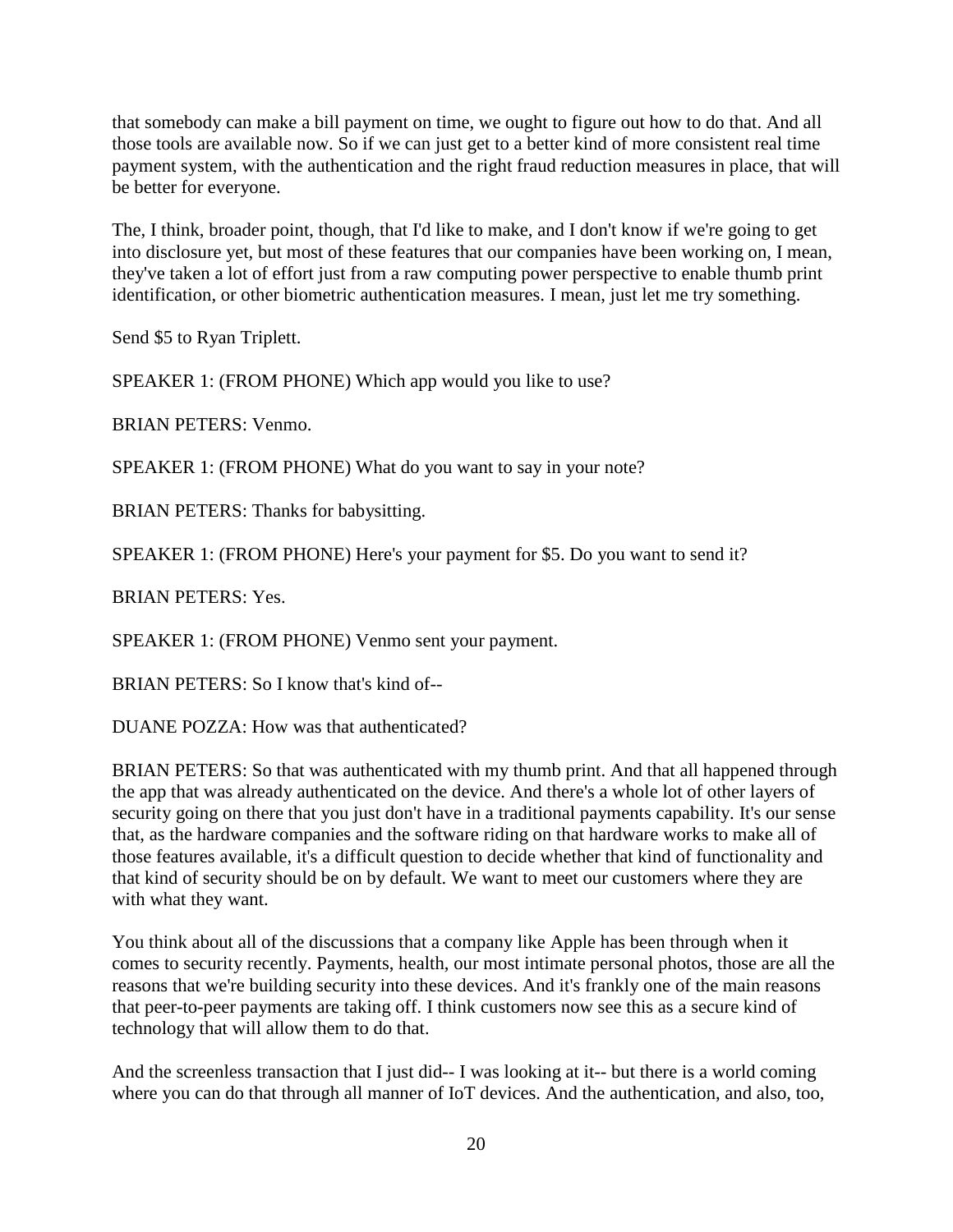that somebody can make a bill payment on time, we ought to figure out how to do that. And all those tools are available now. So if we can just get to a better kind of more consistent real time payment system, with the authentication and the right fraud reduction measures in place, that will be better for everyone.

The, I think, broader point, though, that I'd like to make, and I don't know if we're going to get into disclosure yet, but most of these features that our companies have been working on, I mean, they've taken a lot of effort just from a raw computing power perspective to enable thumb print identification, or other biometric authentication measures. I mean, just let me try something.

Send $5 to Ryan Triplett.

SPEAKER 1: (FROM PHONE) Which app would you like to use?

BRIAN PETERS: Venmo.

SPEAKER 1: (FROM PHONE) What do you want to say in your note?

BRIAN PETERS: Thanks for babysitting.

SPEAKER 1: (FROM PHONE) Here's your payment for $5. Do you want to send it?

BRIAN PETERS: Yes.

SPEAKER 1: (FROM PHONE) Venmo sent your payment.

BRIAN PETERS: So I know that's kind of--

DUANE POZZA: How was that authenticated?

BRIAN PETERS: So that was authenticated with my thumb print. And that all happened through the app that was already authenticated on the device. And there's a whole lot of other layers of security going on there that you just don't have in a traditional payments capability. It's our sense that, as the hardware companies and the software riding on that hardware works to make all of those features available, it's a difficult question to decide whether that kind of functionality and that kind of security should be on by default. We want to meet our customers where they are with what they want.

You think about all of the discussions that a company like Apple has been through when it comes to security recently. Payments, health, our most intimate personal photos, those are all the reasons that we're building security into these devices. And it's frankly one of the main reasons that peer-to-peer payments are taking off. I think customers now see this as a secure kind of technology that will allow them to do that.

And the screenless transaction that I just did-- I was looking at it-- but there is a world coming where you can do that through all manner of IoT devices. And the authentication, and also, too,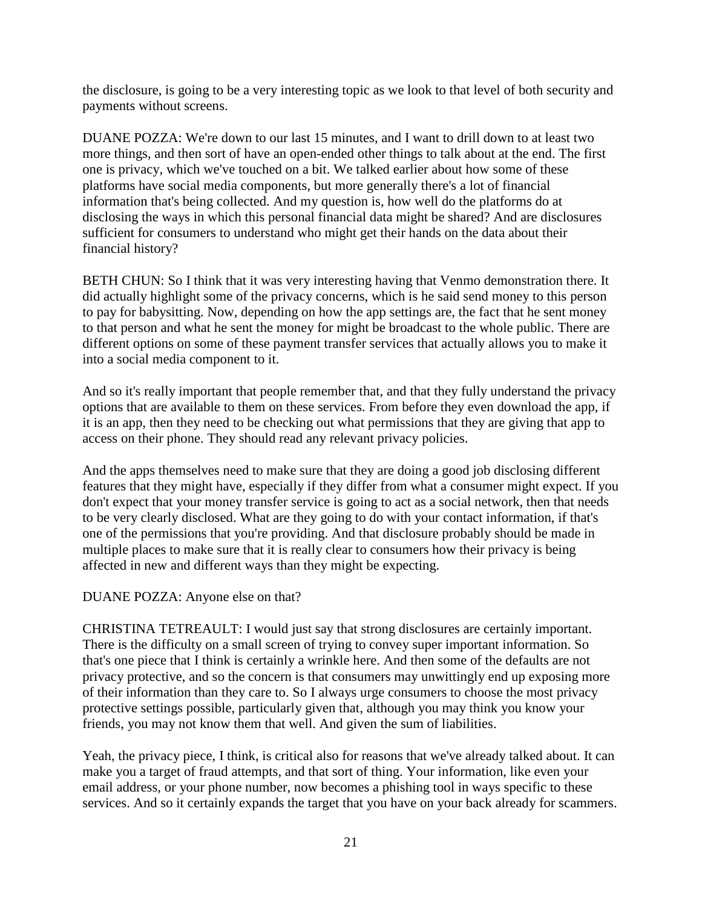the disclosure, is going to be a very interesting topic as we look to that level of both security and payments without screens.

DUANE POZZA: We're down to our last 15 minutes, and I want to drill down to at least two more things, and then sort of have an open-ended other things to talk about at the end. The first one is privacy, which we've touched on a bit. We talked earlier about how some of these platforms have social media components, but more generally there's a lot of financial information that's being collected. And my question is, how well do the platforms do at disclosing the ways in which this personal financial data might be shared? And are disclosures sufficient for consumers to understand who might get their hands on the data about their financial history?

BETH CHUN: So I think that it was very interesting having that Venmo demonstration there. It did actually highlight some of the privacy concerns, which is he said send money to this person to pay for babysitting. Now, depending on how the app settings are, the fact that he sent money to that person and what he sent the money for might be broadcast to the whole public. There are different options on some of these payment transfer services that actually allows you to make it into a social media component to it.

And so it's really important that people remember that, and that they fully understand the privacy options that are available to them on these services. From before they even download the app, if it is an app, then they need to be checking out what permissions that they are giving that app to access on their phone. They should read any relevant privacy policies.

And the apps themselves need to make sure that they are doing a good job disclosing different features that they might have, especially if they differ from what a consumer might expect. If you don't expect that your money transfer service is going to act as a social network, then that needs to be very clearly disclosed. What are they going to do with your contact information, if that's one of the permissions that you're providing. And that disclosure probably should be made in multiple places to make sure that it is really clear to consumers how their privacy is being affected in new and different ways than they might be expecting.

DUANE POZZA: Anyone else on that?

CHRISTINA TETREAULT: I would just say that strong disclosures are certainly important. There is the difficulty on a small screen of trying to convey super important information. So that's one piece that I think is certainly a wrinkle here. And then some of the defaults are not privacy protective, and so the concern is that consumers may unwittingly end up exposing more of their information than they care to. So I always urge consumers to choose the most privacy protective settings possible, particularly given that, although you may think you know your friends, you may not know them that well. And given the sum of liabilities.

Yeah, the privacy piece, I think, is critical also for reasons that we've already talked about. It can make you a target of fraud attempts, and that sort of thing. Your information, like even your email address, or your phone number, now becomes a phishing tool in ways specific to these services. And so it certainly expands the target that you have on your back already for scammers.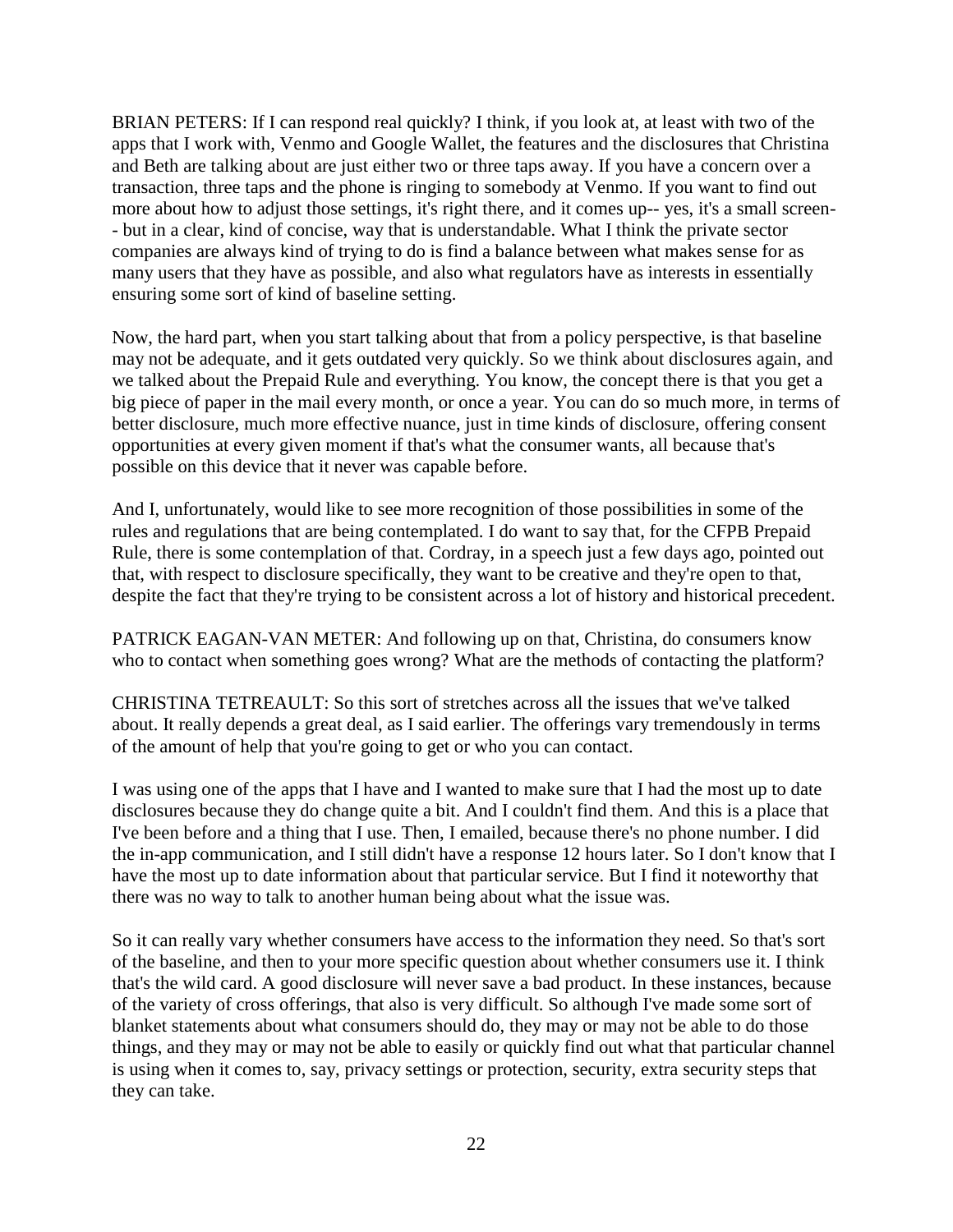BRIAN PETERS: If I can respond real quickly? I think, if you look at, at least with two of the apps that I work with, Venmo and Google Wallet, the features and the disclosures that Christina and Beth are talking about are just either two or three taps away. If you have a concern over a transaction, three taps and the phone is ringing to somebody at Venmo. If you want to find out more about how to adjust those settings, it's right there, and it comes up-- yes, it's a small screen-- but in a clear, kind of concise, way that is understandable. What I think the private sector companies are always kind of trying to do is find a balance between what makes sense for as many users that they have as possible, and also what regulators have as interests in essentially ensuring some sort of kind of baseline setting.

Now, the hard part, when you start talking about that from a policy perspective, is that baseline may not be adequate, and it gets outdated very quickly. So we think about disclosures again, and we talked about the Prepaid Rule and everything. You know, the concept there is that you get a big piece of paper in the mail every month, or once a year. You can do so much more, in terms of better disclosure, much more effective nuance, just in time kinds of disclosure, offering consent opportunities at every given moment if that's what the consumer wants, all because that's possible on this device that it never was capable before.

And I, unfortunately, would like to see more recognition of those possibilities in some of the rules and regulations that are being contemplated. I do want to say that, for the CFPB Prepaid Rule, there is some contemplation of that. Cordray, in a speech just a few days ago, pointed out that, with respect to disclosure specifically, they want to be creative and they're open to that, despite the fact that they're trying to be consistent across a lot of history and historical precedent.

PATRICK EAGAN-VAN METER: And following up on that, Christina, do consumers know who to contact when something goes wrong? What are the methods of contacting the platform?

CHRISTINA TETREAULT: So this sort of stretches across all the issues that we've talked about. It really depends a great deal, as I said earlier. The offerings vary tremendously in terms of the amount of help that you're going to get or who you can contact.

I was using one of the apps that I have and I wanted to make sure that I had the most up to date disclosures because they do change quite a bit. And I couldn't find them. And this is a place that I've been before and a thing that I use. Then, I emailed, because there's no phone number. I did the in-app communication, and I still didn't have a response 12 hours later. So I don't know that I have the most up to date information about that particular service. But I find it noteworthy that there was no way to talk to another human being about what the issue was.

So it can really vary whether consumers have access to the information they need. So that's sort of the baseline, and then to your more specific question about whether consumers use it. I think that's the wild card. A good disclosure will never save a bad product. In these instances, because of the variety of cross offerings, that also is very difficult. So although I've made some sort of blanket statements about what consumers should do, they may or may not be able to do those things, and they may or may not be able to easily or quickly find out what that particular channel is using when it comes to, say, privacy settings or protection, security, extra security steps that they can take.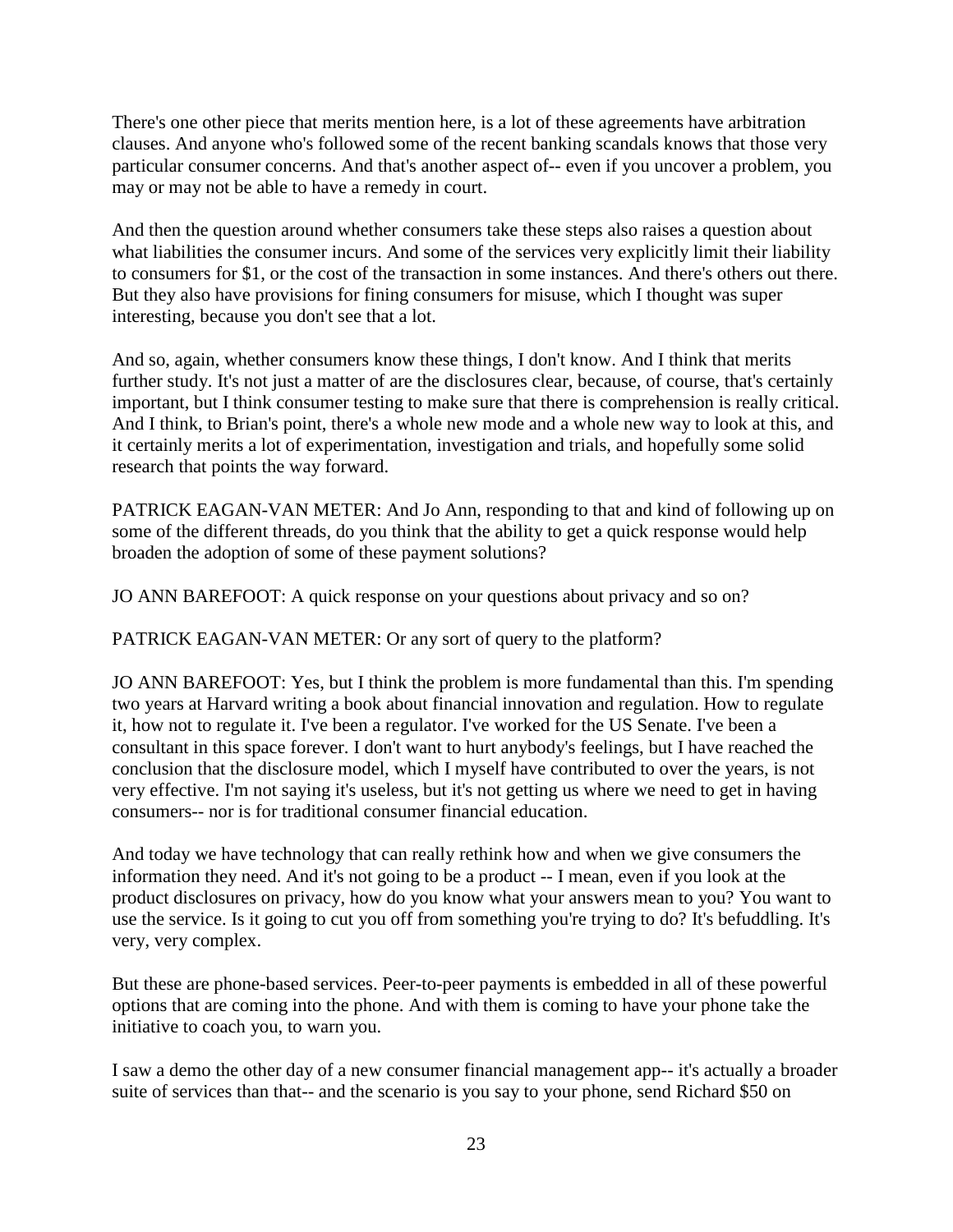There's one other piece that merits mention here, is a lot of these agreements have arbitration clauses. And anyone who's followed some of the recent banking scandals knows that those very particular consumer concerns. And that's another aspect of-- even if you uncover a problem, you may or may not be able to have a remedy in court.

And then the question around whether consumers take these steps also raises a question about what liabilities the consumer incurs. And some of the services very explicitly limit their liability to consumers for $1, or the cost of the transaction in some instances. And there's others out there. But they also have provisions for fining consumers for misuse, which I thought was super interesting, because you don't see that a lot.

And so, again, whether consumers know these things, I don't know. And I think that merits further study. It's not just a matter of are the disclosures clear, because, of course, that's certainly important, but I think consumer testing to make sure that there is comprehension is really critical. And I think, to Brian's point, there's a whole new mode and a whole new way to look at this, and it certainly merits a lot of experimentation, investigation and trials, and hopefully some solid research that points the way forward.

PATRICK EAGAN-VAN METER: And Jo Ann, responding to that and kind of following up on some of the different threads, do you think that the ability to get a quick response would help broaden the adoption of some of these payment solutions?

JO ANN BAREFOOT: A quick response on your questions about privacy and so on?

PATRICK EAGAN-VAN METER: Or any sort of query to the platform?

JO ANN BAREFOOT: Yes, but I think the problem is more fundamental than this. I'm spending two years at Harvard writing a book about financial innovation and regulation. How to regulate it, how not to regulate it. I've been a regulator. I've worked for the US Senate. I've been a consultant in this space forever. I don't want to hurt anybody's feelings, but I have reached the conclusion that the disclosure model, which I myself have contributed to over the years, is not very effective. I'm not saying it's useless, but it's not getting us where we need to get in having consumers-- nor is for traditional consumer financial education.

And today we have technology that can really rethink how and when we give consumers the information they need. And it's not going to be a product -- I mean, even if you look at the product disclosures on privacy, how do you know what your answers mean to you? You want to use the service. Is it going to cut you off from something you're trying to do? It's befuddling. It's very, very complex.

But these are phone-based services. Peer-to-peer payments is embedded in all of these powerful options that are coming into the phone. And with them is coming to have your phone take the initiative to coach you, to warn you.

I saw a demo the other day of a new consumer financial management app-- it's actually a broader suite of services than that-- and the scenario is you say to your phone, send Richard $50 on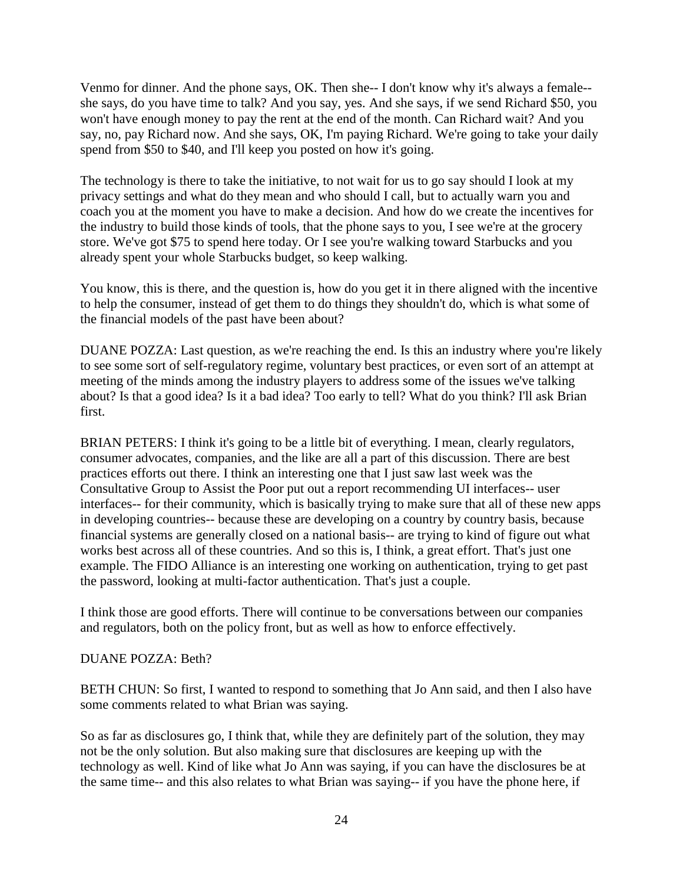Venmo for dinner. And the phone says, OK. Then she-- I don't know why it's always a female-- she says, do you have time to talk? And you say, yes. And she says, if we send Richard $50, you won't have enough money to pay the rent at the end of the month. Can Richard wait? And you say, no, pay Richard now. And she says, OK, I'm paying Richard. We're going to take your daily spend from $50 to $40, and I'll keep you posted on how it's going.

The technology is there to take the initiative, to not wait for us to go say should I look at my privacy settings and what do they mean and who should I call, but to actually warn you and coach you at the moment you have to make a decision. And how do we create the incentives for the industry to build those kinds of tools, that the phone says to you, I see we're at the grocery store. We've got $75 to spend here today. Or I see you're walking toward Starbucks and you already spent your whole Starbucks budget, so keep walking.

You know, this is there, and the question is, how do you get it in there aligned with the incentive to help the consumer, instead of get them to do things they shouldn't do, which is what some of the financial models of the past have been about?

DUANE POZZA: Last question, as we're reaching the end. Is this an industry where you're likely to see some sort of self-regulatory regime, voluntary best practices, or even sort of an attempt at meeting of the minds among the industry players to address some of the issues we've talking about? Is that a good idea? Is it a bad idea? Too early to tell? What do you think? I'll ask Brian first.

BRIAN PETERS: I think it's going to be a little bit of everything. I mean, clearly regulators, consumer advocates, companies, and the like are all a part of this discussion. There are best practices efforts out there. I think an interesting one that I just saw last week was the Consultative Group to Assist the Poor put out a report recommending UI interfaces-- user interfaces-- for their community, which is basically trying to make sure that all of these new apps in developing countries-- because these are developing on a country by country basis, because financial systems are generally closed on a national basis-- are trying to kind of figure out what works best across all of these countries. And so this is, I think, a great effort. That's just one example. The FIDO Alliance is an interesting one working on authentication, trying to get past the password, looking at multi-factor authentication. That's just a couple.

I think those are good efforts. There will continue to be conversations between our companies and regulators, both on the policy front, but as well as how to enforce effectively.

DUANE POZZA: Beth?

BETH CHUN: So first, I wanted to respond to something that Jo Ann said, and then I also have some comments related to what Brian was saying.

So as far as disclosures go, I think that, while they are definitely part of the solution, they may not be the only solution. But also making sure that disclosures are keeping up with the technology as well. Kind of like what Jo Ann was saying, if you can have the disclosures be at the same time-- and this also relates to what Brian was saying-- if you have the phone here, if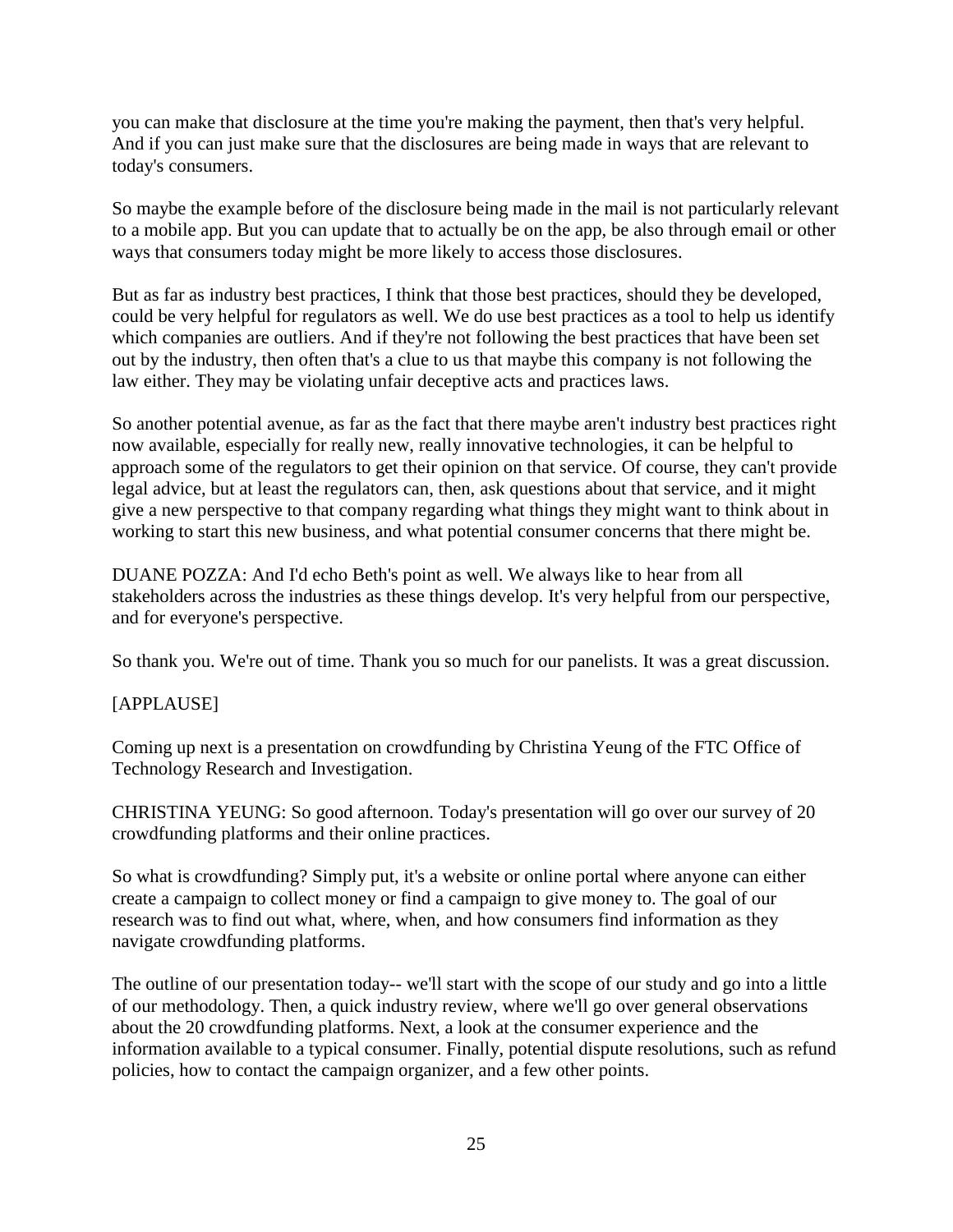you can make that disclosure at the time you're making the payment, then that's very helpful. And if you can just make sure that the disclosures are being made in ways that are relevant to today's consumers.

So maybe the example before of the disclosure being made in the mail is not particularly relevant to a mobile app. But you can update that to actually be on the app, be also through email or other ways that consumers today might be more likely to access those disclosures.

But as far as industry best practices, I think that those best practices, should they be developed, could be very helpful for regulators as well. We do use best practices as a tool to help us identify which companies are outliers. And if they're not following the best practices that have been set out by the industry, then often that's a clue to us that maybe this company is not following the law either. They may be violating unfair deceptive acts and practices laws.

So another potential avenue, as far as the fact that there maybe aren't industry best practices right now available, especially for really new, really innovative technologies, it can be helpful to approach some of the regulators to get their opinion on that service. Of course, they can't provide legal advice, but at least the regulators can, then, ask questions about that service, and it might give a new perspective to that company regarding what things they might want to think about in working to start this new business, and what potential consumer concerns that there might be.

DUANE POZZA: And I'd echo Beth's point as well. We always like to hear from all stakeholders across the industries as these things develop. It's very helpful from our perspective, and for everyone's perspective.

So thank you. We're out of time. Thank you so much for our panelists. It was a great discussion.

[APPLAUSE]

Coming up next is a presentation on crowdfunding by Christina Yeung of the FTC Office of Technology Research and Investigation.

CHRISTINA YEUNG: So good afternoon. Today's presentation will go over our survey of 20 crowdfunding platforms and their online practices.

So what is crowdfunding? Simply put, it's a website or online portal where anyone can either create a campaign to collect money or find a campaign to give money to. The goal of our research was to find out what, where, when, and how consumers find information as they navigate crowdfunding platforms.

The outline of our presentation today-- we'll start with the scope of our study and go into a little of our methodology. Then, a quick industry review, where we'll go over general observations about the 20 crowdfunding platforms. Next, a look at the consumer experience and the information available to a typical consumer. Finally, potential dispute resolutions, such as refund policies, how to contact the campaign organizer, and a few other points.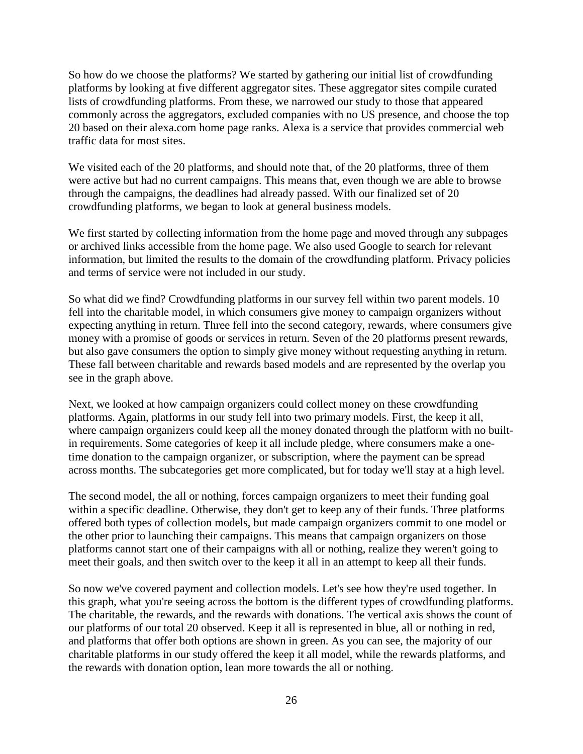So how do we choose the platforms? We started by gathering our initial list of crowdfunding platforms by looking at five different aggregator sites. These aggregator sites compile curated lists of crowdfunding platforms. From these, we narrowed our study to those that appeared commonly across the aggregators, excluded companies with no US presence, and choose the top 20 based on their alexa.com home page ranks. Alexa is a service that provides commercial web traffic data for most sites.

We visited each of the 20 platforms, and should note that, of the 20 platforms, three of them were active but had no current campaigns. This means that, even though we are able to browse through the campaigns, the deadlines had already passed. With our finalized set of 20 crowdfunding platforms, we began to look at general business models.

We first started by collecting information from the home page and moved through any subpages or archived links accessible from the home page. We also used Google to search for relevant information, but limited the results to the domain of the crowdfunding platform. Privacy policies and terms of service were not included in our study.

So what did we find? Crowdfunding platforms in our survey fell within two parent models. 10 fell into the charitable model, in which consumers give money to campaign organizers without expecting anything in return. Three fell into the second category, rewards, where consumers give money with a promise of goods or services in return. Seven of the 20 platforms present rewards, but also gave consumers the option to simply give money without requesting anything in return. These fall between charitable and rewards based models and are represented by the overlap you see in the graph above.

Next, we looked at how campaign organizers could collect money on these crowdfunding platforms. Again, platforms in our study fell into two primary models. First, the keep it all, where campaign organizers could keep all the money donated through the platform with no built-in requirements. Some categories of keep it all include pledge, where consumers make a one-time donation to the campaign organizer, or subscription, where the payment can be spread across months. The subcategories get more complicated, but for today we'll stay at a high level.

The second model, the all or nothing, forces campaign organizers to meet their funding goal within a specific deadline. Otherwise, they don't get to keep any of their funds. Three platforms offered both types of collection models, but made campaign organizers commit to one model or the other prior to launching their campaigns. This means that campaign organizers on those platforms cannot start one of their campaigns with all or nothing, realize they weren't going to meet their goals, and then switch over to the keep it all in an attempt to keep all their funds.

So now we've covered payment and collection models. Let's see how they're used together. In this graph, what you're seeing across the bottom is the different types of crowdfunding platforms. The charitable, the rewards, and the rewards with donations. The vertical axis shows the count of our platforms of our total 20 observed. Keep it all is represented in blue, all or nothing in red, and platforms that offer both options are shown in green. As you can see, the majority of our charitable platforms in our study offered the keep it all model, while the rewards platforms, and the rewards with donation option, lean more towards the all or nothing.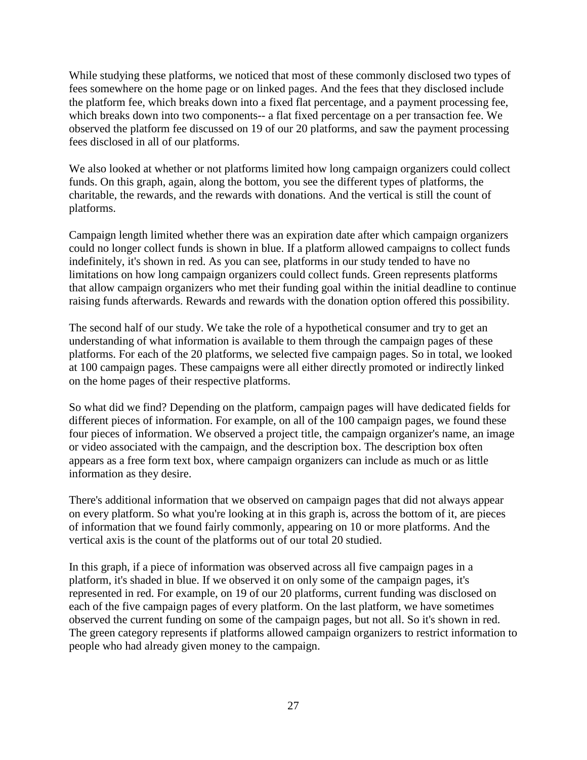While studying these platforms, we noticed that most of these commonly disclosed two types of fees somewhere on the home page or on linked pages. And the fees that they disclosed include the platform fee, which breaks down into a fixed flat percentage, and a payment processing fee, which breaks down into two components-- a flat fixed percentage on a per transaction fee. We observed the platform fee discussed on 19 of our 20 platforms, and saw the payment processing fees disclosed in all of our platforms.

We also looked at whether or not platforms limited how long campaign organizers could collect funds. On this graph, again, along the bottom, you see the different types of platforms, the charitable, the rewards, and the rewards with donations. And the vertical is still the count of platforms.

Campaign length limited whether there was an expiration date after which campaign organizers could no longer collect funds is shown in blue. If a platform allowed campaigns to collect funds indefinitely, it's shown in red. As you can see, platforms in our study tended to have no limitations on how long campaign organizers could collect funds. Green represents platforms that allow campaign organizers who met their funding goal within the initial deadline to continue raising funds afterwards. Rewards and rewards with the donation option offered this possibility.

The second half of our study. We take the role of a hypothetical consumer and try to get an understanding of what information is available to them through the campaign pages of these platforms. For each of the 20 platforms, we selected five campaign pages. So in total, we looked at 100 campaign pages. These campaigns were all either directly promoted or indirectly linked on the home pages of their respective platforms.

So what did we find? Depending on the platform, campaign pages will have dedicated fields for different pieces of information. For example, on all of the 100 campaign pages, we found these four pieces of information. We observed a project title, the campaign organizer's name, an image or video associated with the campaign, and the description box. The description box often appears as a free form text box, where campaign organizers can include as much or as little information as they desire.

There's additional information that we observed on campaign pages that did not always appear on every platform. So what you're looking at in this graph is, across the bottom of it, are pieces of information that we found fairly commonly, appearing on 10 or more platforms. And the vertical axis is the count of the platforms out of our total 20 studied.

In this graph, if a piece of information was observed across all five campaign pages in a platform, it's shaded in blue. If we observed it on only some of the campaign pages, it's represented in red. For example, on 19 of our 20 platforms, current funding was disclosed on each of the five campaign pages of every platform. On the last platform, we have sometimes observed the current funding on some of the campaign pages, but not all. So it's shown in red. The green category represents if platforms allowed campaign organizers to restrict information to people who had already given money to the campaign.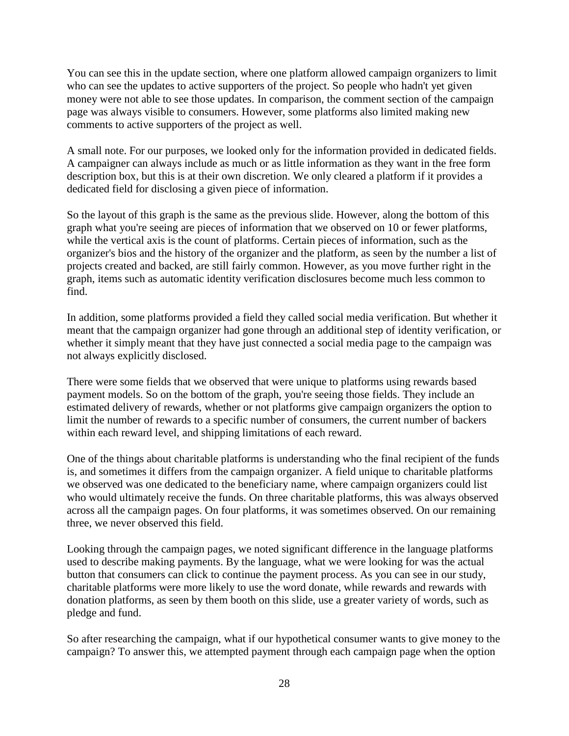You can see this in the update section, where one platform allowed campaign organizers to limit who can see the updates to active supporters of the project. So people who hadn't yet given money were not able to see those updates. In comparison, the comment section of the campaign page was always visible to consumers. However, some platforms also limited making new comments to active supporters of the project as well.

A small note. For our purposes, we looked only for the information provided in dedicated fields. A campaigner can always include as much or as little information as they want in the free form description box, but this is at their own discretion. We only cleared a platform if it provides a dedicated field for disclosing a given piece of information.

So the layout of this graph is the same as the previous slide. However, along the bottom of this graph what you're seeing are pieces of information that we observed on 10 or fewer platforms, while the vertical axis is the count of platforms. Certain pieces of information, such as the organizer's bios and the history of the organizer and the platform, as seen by the number a list of projects created and backed, are still fairly common. However, as you move further right in the graph, items such as automatic identity verification disclosures become much less common to find.

In addition, some platforms provided a field they called social media verification. But whether it meant that the campaign organizer had gone through an additional step of identity verification, or whether it simply meant that they have just connected a social media page to the campaign was not always explicitly disclosed.

There were some fields that we observed that were unique to platforms using rewards based payment models. So on the bottom of the graph, you're seeing those fields. They include an estimated delivery of rewards, whether or not platforms give campaign organizers the option to limit the number of rewards to a specific number of consumers, the current number of backers within each reward level, and shipping limitations of each reward.

One of the things about charitable platforms is understanding who the final recipient of the funds is, and sometimes it differs from the campaign organizer. A field unique to charitable platforms we observed was one dedicated to the beneficiary name, where campaign organizers could list who would ultimately receive the funds. On three charitable platforms, this was always observed across all the campaign pages. On four platforms, it was sometimes observed. On our remaining three, we never observed this field.

Looking through the campaign pages, we noted significant difference in the language platforms used to describe making payments. By the language, what we were looking for was the actual button that consumers can click to continue the payment process. As you can see in our study, charitable platforms were more likely to use the word donate, while rewards and rewards with donation platforms, as seen by them booth on this slide, use a greater variety of words, such as pledge and fund.

So after researching the campaign, what if our hypothetical consumer wants to give money to the campaign? To answer this, we attempted payment through each campaign page when the option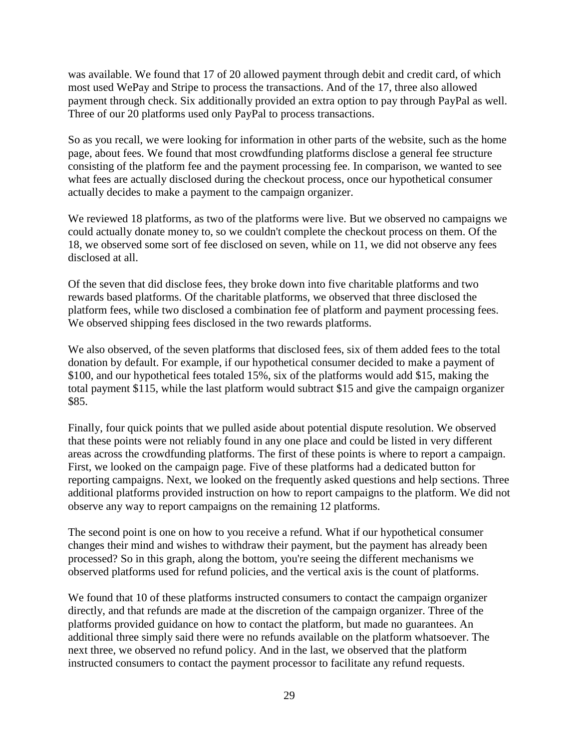was available. We found that 17 of 20 allowed payment through debit and credit card, of which most used WePay and Stripe to process the transactions. And of the 17, three also allowed payment through check. Six additionally provided an extra option to pay through PayPal as well. Three of our 20 platforms used only PayPal to process transactions.

So as you recall, we were looking for information in other parts of the website, such as the home page, about fees. We found that most crowdfunding platforms disclose a general fee structure consisting of the platform fee and the payment processing fee. In comparison, we wanted to see what fees are actually disclosed during the checkout process, once our hypothetical consumer actually decides to make a payment to the campaign organizer.

We reviewed 18 platforms, as two of the platforms were live. But we observed no campaigns we could actually donate money to, so we couldn't complete the checkout process on them. Of the 18, we observed some sort of fee disclosed on seven, while on 11, we did not observe any fees disclosed at all.

Of the seven that did disclose fees, they broke down into five charitable platforms and two rewards based platforms. Of the charitable platforms, we observed that three disclosed the platform fees, while two disclosed a combination fee of platform and payment processing fees. We observed shipping fees disclosed in the two rewards platforms.

We also observed, of the seven platforms that disclosed fees, six of them added fees to the total donation by default. For example, if our hypothetical consumer decided to make a payment of $100, and our hypothetical fees totaled 15%, six of the platforms would add $15, making the total payment $115, while the last platform would subtract $15 and give the campaign organizer $85.

Finally, four quick points that we pulled aside about potential dispute resolution. We observed that these points were not reliably found in any one place and could be listed in very different areas across the crowdfunding platforms. The first of these points is where to report a campaign. First, we looked on the campaign page. Five of these platforms had a dedicated button for reporting campaigns. Next, we looked on the frequently asked questions and help sections. Three additional platforms provided instruction on how to report campaigns to the platform. We did not observe any way to report campaigns on the remaining 12 platforms.

The second point is one on how to you receive a refund. What if our hypothetical consumer changes their mind and wishes to withdraw their payment, but the payment has already been processed? So in this graph, along the bottom, you're seeing the different mechanisms we observed platforms used for refund policies, and the vertical axis is the count of platforms.

We found that 10 of these platforms instructed consumers to contact the campaign organizer directly, and that refunds are made at the discretion of the campaign organizer. Three of the platforms provided guidance on how to contact the platform, but made no guarantees. An additional three simply said there were no refunds available on the platform whatsoever. The next three, we observed no refund policy. And in the last, we observed that the platform instructed consumers to contact the payment processor to facilitate any refund requests.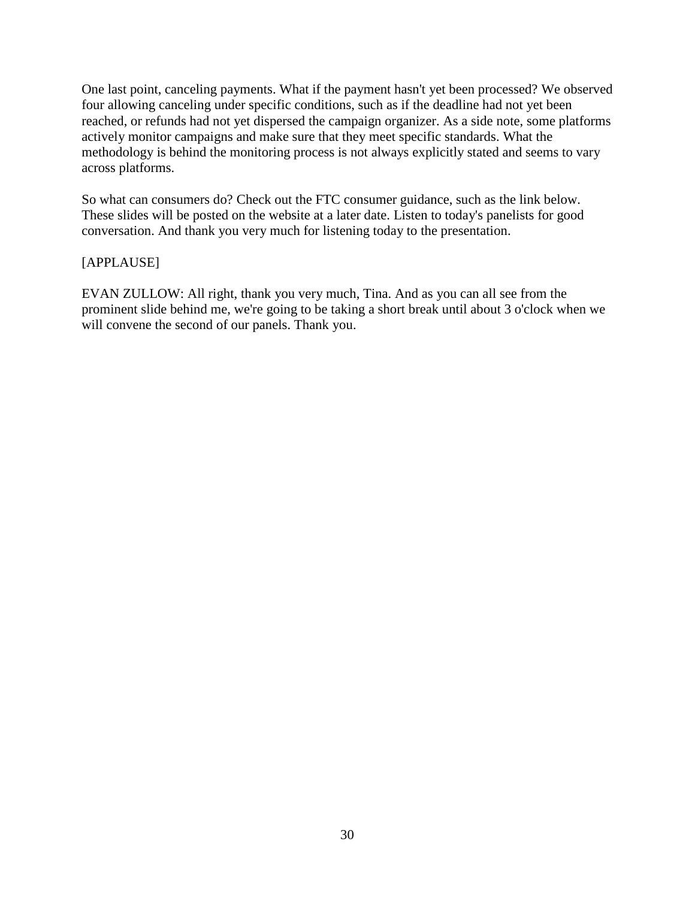One last point, canceling payments. What if the payment hasn't yet been processed? We observed four allowing canceling under specific conditions, such as if the deadline had not yet been reached, or refunds had not yet dispersed the campaign organizer. As a side note, some platforms actively monitor campaigns and make sure that they meet specific standards. What the methodology is behind the monitoring process is not always explicitly stated and seems to vary across platforms.

So what can consumers do? Check out the FTC consumer guidance, such as the link below. These slides will be posted on the website at a later date. Listen to today's panelists for good conversation. And thank you very much for listening today to the presentation.

[APPLAUSE]

EVAN ZULLOW: All right, thank you very much, Tina. And as you can all see from the prominent slide behind me, we're going to be taking a short break until about 3 o'clock when we will convene the second of our panels. Thank you.